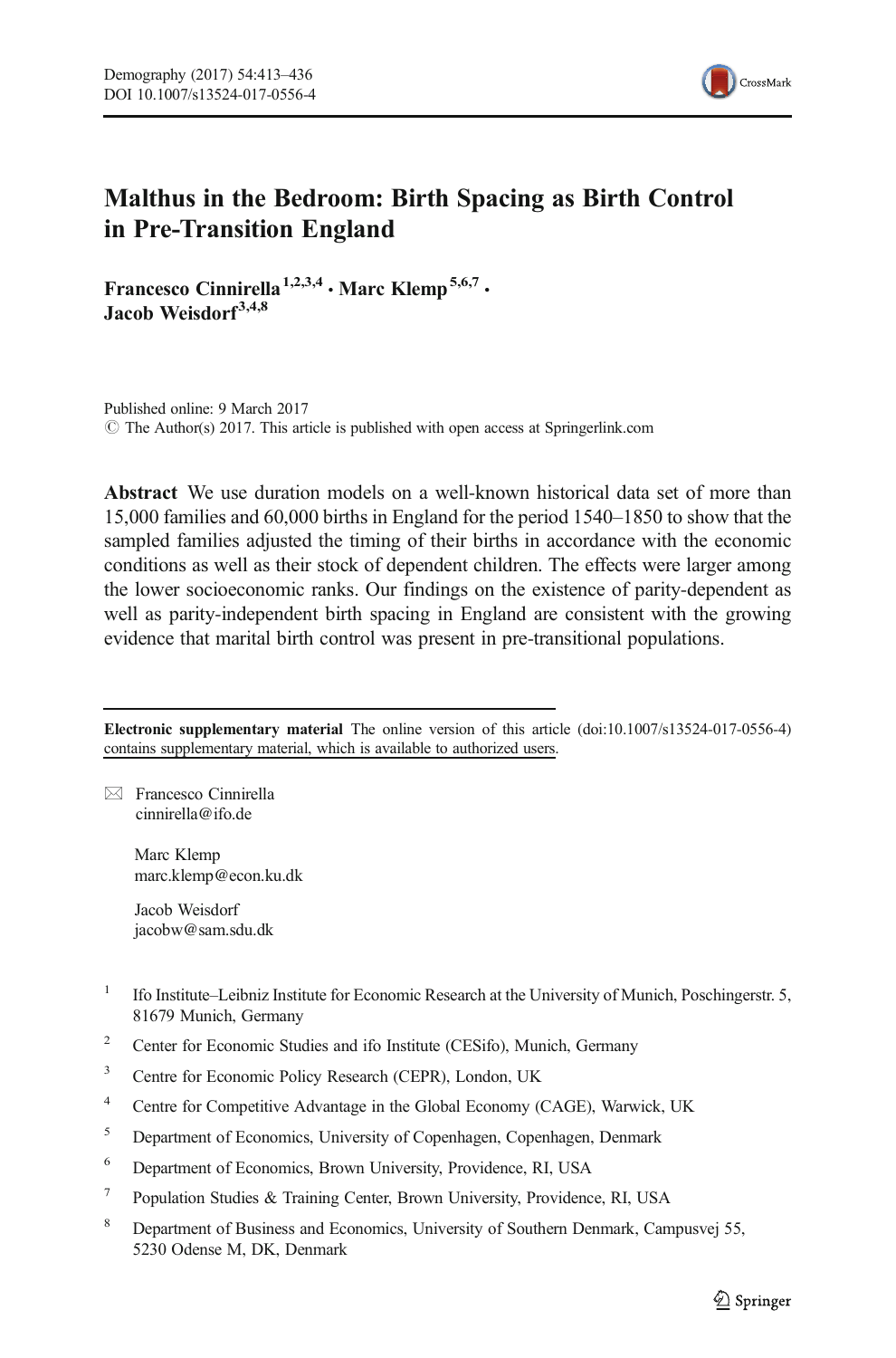# Malthus in the Bedroom: Birth Spacing as Birth Control in Pre-Transition England

**Francesco Cinnirella**[1,2,3,4] **· Marc Klemp**[5,6,7] **· Jacob Weisdorf**[3,4,8]

Published online: 9 March 2017
© The Author(s) 2017. This article is published with open access at Springerlink.com

**Abstract** We use duration models on a well-known historical data set of more than 15,000 families and 60,000 births in England for the period 1540–1850 to show that the sampled families adjusted the timing of their births in accordance with the economic conditions as well as their stock of dependent children. The effects were larger among the lower socioeconomic ranks. Our findings on the existence of parity-dependent as well as parity-independent birth spacing in England are consistent with the growing evidence that marital birth control was present in pre-transitional populations.

---

**Electronic supplementary material** The online version of this article (doi:10.1007/s13524-017-0556-4) contains supplementary material, which is available to authorized users.

✉ Francesco Cinnirella
cinnirella@ifo.de

Marc Klemp
marc.klemp@econ.ku.dk

Jacob Weisdorf
jacobw@sam.sdu.dk

[1] Ifo Institute–Leibniz Institute for Economic Research at the University of Munich, Poschingerstr. 5, 81679 Munich, Germany

[2] Center for Economic Studies and ifo Institute (CESifo), Munich, Germany

[3] Centre for Economic Policy Research (CEPR), London, UK

[4] Centre for Competitive Advantage in the Global Economy (CAGE), Warwick, UK

[5] Department of Economics, University of Copenhagen, Copenhagen, Denmark

[6] Department of Economics, Brown University, Providence, RI, USA

[7] Population Studies & Training Center, Brown University, Providence, RI, USA

[8] Department of Business and Economics, University of Southern Denmark, Campusvej 55, 5230 Odense M, DK, Denmark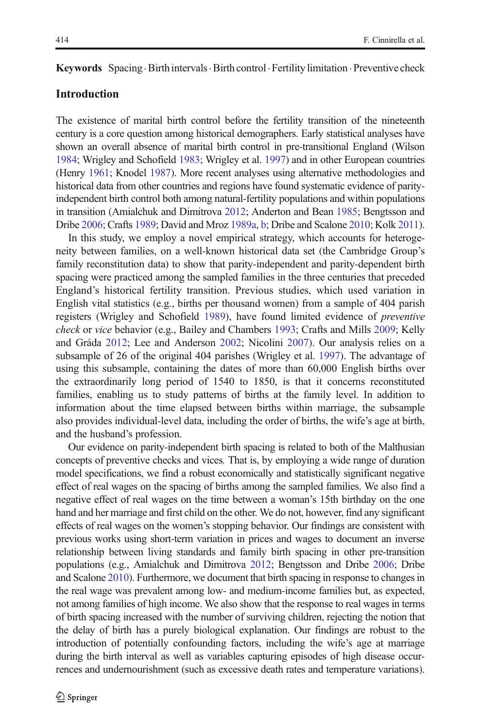**Keywords** Spacing · Birth intervals · Birth control · Fertility limitation · Preventive check

## Introduction

The existence of marital birth control before the fertility transition of the nineteenth century is a core question among historical demographers. Early statistical analyses have shown an overall absence of marital birth control in pre-transitional England (Wilson 1984; Wrigley and Schofield 1983; Wrigley et al. 1997) and in other European countries (Henry 1961; Knodel 1987). More recent analyses using alternative methodologies and historical data from other countries and regions have found systematic evidence of parity-independent birth control both among natural-fertility populations and within populations in transition (Amialchuk and Dimitrova 2012; Anderton and Bean 1985; Bengtsson and Dribe 2006; Crafts 1989; David and Mroz 1989a, b; Dribe and Scalone 2010; Kolk 2011).

In this study, we employ a novel empirical strategy, which accounts for heterogeneity between families, on a well-known historical data set (the Cambridge Group's family reconstitution data) to show that parity-independent and parity-dependent birth spacing were practiced among the sampled families in the three centuries that preceded England's historical fertility transition. Previous studies, which used variation in English vital statistics (e.g., births per thousand women) from a sample of 404 parish registers (Wrigley and Schofield 1989), have found limited evidence of *preventive check* or *vice* behavior (e.g., Bailey and Chambers 1993; Crafts and Mills 2009; Kelly and Gráda 2012; Lee and Anderson 2002; Nicolini 2007). Our analysis relies on a subsample of 26 of the original 404 parishes (Wrigley et al. 1997). The advantage of using this subsample, containing the dates of more than 60,000 English births over the extraordinarily long period of 1540 to 1850, is that it concerns reconstituted families, enabling us to study patterns of births at the family level. In addition to information about the time elapsed between births within marriage, the subsample also provides individual-level data, including the order of births, the wife's age at birth, and the husband's profession.

Our evidence on parity-independent birth spacing is related to both of the Malthusian concepts of preventive checks and vices. That is, by employing a wide range of duration model specifications, we find a robust economically and statistically significant negative effect of real wages on the spacing of births among the sampled families. We also find a negative effect of real wages on the time between a woman's 15th birthday on the one hand and her marriage and first child on the other. We do not, however, find any significant effects of real wages on the women's stopping behavior. Our findings are consistent with previous works using short-term variation in prices and wages to document an inverse relationship between living standards and family birth spacing in other pre-transition populations (e.g., Amialchuk and Dimitrova 2012; Bengtsson and Dribe 2006; Dribe and Scalone 2010). Furthermore, we document that birth spacing in response to changes in the real wage was prevalent among low- and medium-income families but, as expected, not among families of high income. We also show that the response to real wages in terms of birth spacing increased with the number of surviving children, rejecting the notion that the delay of birth has a purely biological explanation. Our findings are robust to the introduction of potentially confounding factors, including the wife's age at marriage during the birth interval as well as variables capturing episodes of high disease occurrences and undernourishment (such as excessive death rates and temperature variations).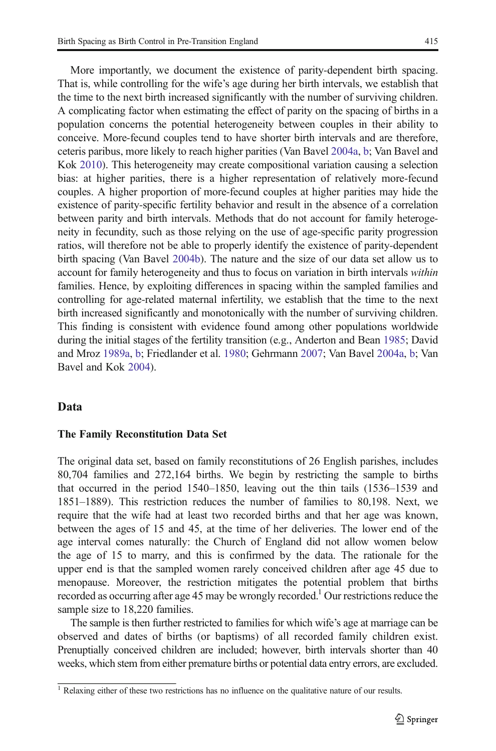More importantly, we document the existence of parity-dependent birth spacing. That is, while controlling for the wife's age during her birth intervals, we establish that the time to the next birth increased significantly with the number of surviving children. A complicating factor when estimating the effect of parity on the spacing of births in a population concerns the potential heterogeneity between couples in their ability to conceive. More-fecund couples tend to have shorter birth intervals and are therefore, ceteris paribus, more likely to reach higher parities (Van Bavel 2004a, b; Van Bavel and Kok 2010). This heterogeneity may create compositional variation causing a selection bias: at higher parities, there is a higher representation of relatively more-fecund couples. A higher proportion of more-fecund couples at higher parities may hide the existence of parity-specific fertility behavior and result in the absence of a correlation between parity and birth intervals. Methods that do not account for family heterogeneity in fecundity, such as those relying on the use of age-specific parity progression ratios, will therefore not be able to properly identify the existence of parity-dependent birth spacing (Van Bavel 2004b). The nature and the size of our data set allow us to account for family heterogeneity and thus to focus on variation in birth intervals *within* families. Hence, by exploiting differences in spacing within the sampled families and controlling for age-related maternal infertility, we establish that the time to the next birth increased significantly and monotonically with the number of surviving children. This finding is consistent with evidence found among other populations worldwide during the initial stages of the fertility transition (e.g., Anderton and Bean 1985; David and Mroz 1989a, b; Friedlander et al. 1980; Gehrmann 2007; Van Bavel 2004a, b; Van Bavel and Kok 2004).

## Data

### The Family Reconstitution Data Set

The original data set, based on family reconstitutions of 26 English parishes, includes 80,704 families and 272,164 births. We begin by restricting the sample to births that occurred in the period 1540–1850, leaving out the thin tails (1536–1539 and 1851–1889). This restriction reduces the number of families to 80,198. Next, we require that the wife had at least two recorded births and that her age was known, between the ages of 15 and 45, at the time of her deliveries. The lower end of the age interval comes naturally: the Church of England did not allow women below the age of 15 to marry, and this is confirmed by the data. The rationale for the upper end is that the sampled women rarely conceived children after age 45 due to menopause. Moreover, the restriction mitigates the potential problem that births recorded as occurring after age 45 may be wrongly recorded.[1] Our restrictions reduce the sample size to 18,220 families.

The sample is then further restricted to families for which wife's age at marriage can be observed and dates of births (or baptisms) of all recorded family children exist. Prenuptially conceived children are included; however, birth intervals shorter than 40 weeks, which stem from either premature births or potential data entry errors, are excluded.

[1] Relaxing either of these two restrictions has no influence on the qualitative nature of our results.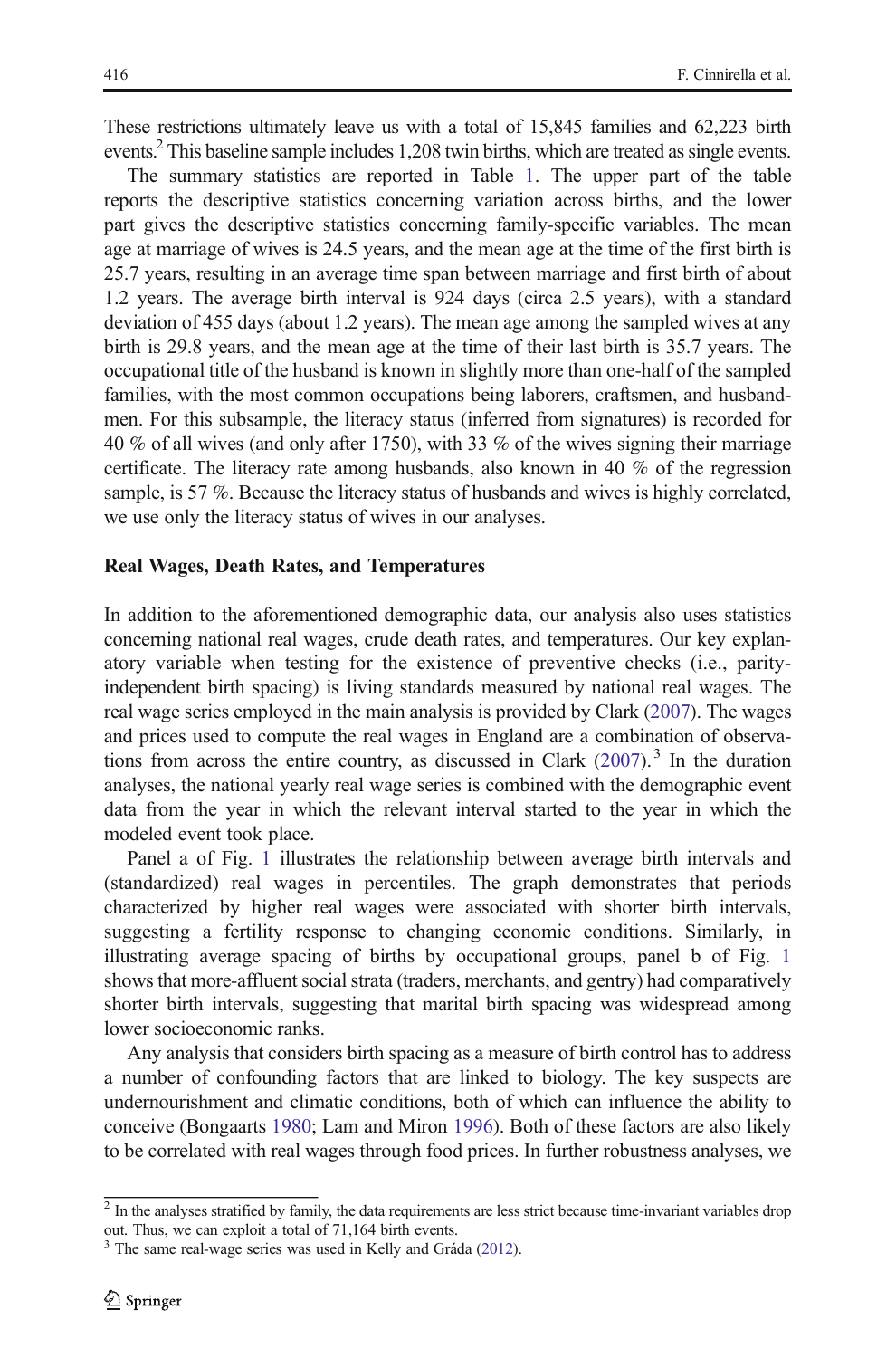These restrictions ultimately leave us with a total of 15,845 families and 62,223 birth events.[2] This baseline sample includes 1,208 twin births, which are treated as single events.

The summary statistics are reported in Table 1. The upper part of the table reports the descriptive statistics concerning variation across births, and the lower part gives the descriptive statistics concerning family-specific variables. The mean age at marriage of wives is 24.5 years, and the mean age at the time of the first birth is 25.7 years, resulting in an average time span between marriage and first birth of about 1.2 years. The average birth interval is 924 days (circa 2.5 years), with a standard deviation of 455 days (about 1.2 years). The mean age among the sampled wives at any birth is 29.8 years, and the mean age at the time of their last birth is 35.7 years. The occupational title of the husband is known in slightly more than one-half of the sampled families, with the most common occupations being laborers, craftsmen, and husbandmen. For this subsample, the literacy status (inferred from signatures) is recorded for 40 % of all wives (and only after 1750), with 33 % of the wives signing their marriage certificate. The literacy rate among husbands, also known in 40 % of the regression sample, is 57 %. Because the literacy status of husbands and wives is highly correlated, we use only the literacy status of wives in our analyses.

### Real Wages, Death Rates, and Temperatures

In addition to the aforementioned demographic data, our analysis also uses statistics concerning national real wages, crude death rates, and temperatures. Our key explanatory variable when testing for the existence of preventive checks (i.e., parity-independent birth spacing) is living standards measured by national real wages. The real wage series employed in the main analysis is provided by Clark (2007). The wages and prices used to compute the real wages in England are a combination of observations from across the entire country, as discussed in Clark (2007).[3] In the duration analyses, the national yearly real wage series is combined with the demographic event data from the year in which the relevant interval started to the year in which the modeled event took place.

Panel a of Fig. 1 illustrates the relationship between average birth intervals and (standardized) real wages in percentiles. The graph demonstrates that periods characterized by higher real wages were associated with shorter birth intervals, suggesting a fertility response to changing economic conditions. Similarly, in illustrating average spacing of births by occupational groups, panel b of Fig. 1 shows that more-affluent social strata (traders, merchants, and gentry) had comparatively shorter birth intervals, suggesting that marital birth spacing was widespread among lower socioeconomic ranks.

Any analysis that considers birth spacing as a measure of birth control has to address a number of confounding factors that are linked to biology. The key suspects are undernourishment and climatic conditions, both of which can influence the ability to conceive (Bongaarts 1980; Lam and Miron 1996). Both of these factors are also likely to be correlated with real wages through food prices. In further robustness analyses, we

[2] In the analyses stratified by family, the data requirements are less strict because time-invariant variables drop out. Thus, we can exploit a total of 71,164 birth events.

[3] The same real-wage series was used in Kelly and Gráda (2012).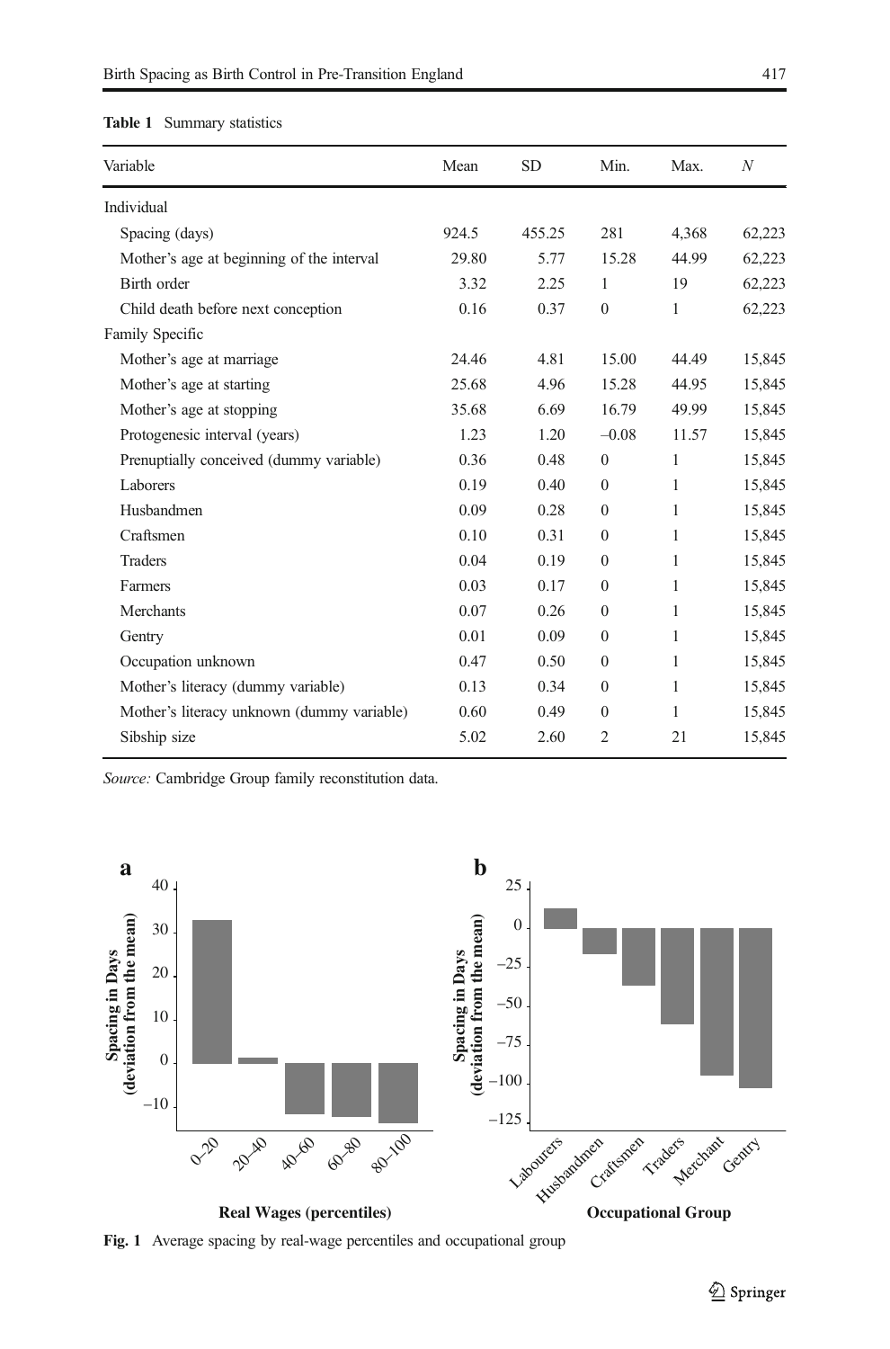**Table 1** Summary statistics

| Variable | Mean | SD | Min. | Max. | *N* |
|---|---|---|---|---|---|
| Individual | | | | | |
| Spacing (days) | 924.5 | 455.25 | 281 | 4,368 | 62,223 |
| Mother's age at beginning of the interval | 29.80 | 5.77 | 15.28 | 44.99 | 62,223 |
| Birth order | 3.32 | 2.25 | 1 | 19 | 62,223 |
| Child death before next conception | 0.16 | 0.37 | 0 | 1 | 62,223 |
| Family Specific | | | | | |
| Mother's age at marriage | 24.46 | 4.81 | 15.00 | 44.49 | 15,845 |
| Mother's age at starting | 25.68 | 4.96 | 15.28 | 44.95 | 15,845 |
| Mother's age at stopping | 35.68 | 6.69 | 16.79 | 49.99 | 15,845 |
| Protogenesic interval (years) | 1.23 | 1.20 | –0.08 | 11.57 | 15,845 |
| Prenuptially conceived (dummy variable) | 0.36 | 0.48 | 0 | 1 | 15,845 |
| Laborers | 0.19 | 0.40 | 0 | 1 | 15,845 |
| Husbandmen | 0.09 | 0.28 | 0 | 1 | 15,845 |
| Craftsmen | 0.10 | 0.31 | 0 | 1 | 15,845 |
| Traders | 0.04 | 0.19 | 0 | 1 | 15,845 |
| Farmers | 0.03 | 0.17 | 0 | 1 | 15,845 |
| Merchants | 0.07 | 0.26 | 0 | 1 | 15,845 |
| Gentry | 0.01 | 0.09 | 0 | 1 | 15,845 |
| Occupation unknown | 0.47 | 0.50 | 0 | 1 | 15,845 |
| Mother's literacy (dummy variable) | 0.13 | 0.34 | 0 | 1 | 15,845 |
| Mother's literacy unknown (dummy variable) | 0.60 | 0.49 | 0 | 1 | 15,845 |
| Sibship size | 5.02 | 2.60 | 2 | 21 | 15,845 |

*Source:* Cambridge Group family reconstitution data.

**Fig. 1** Average spacing by real-wage percentiles and occupational group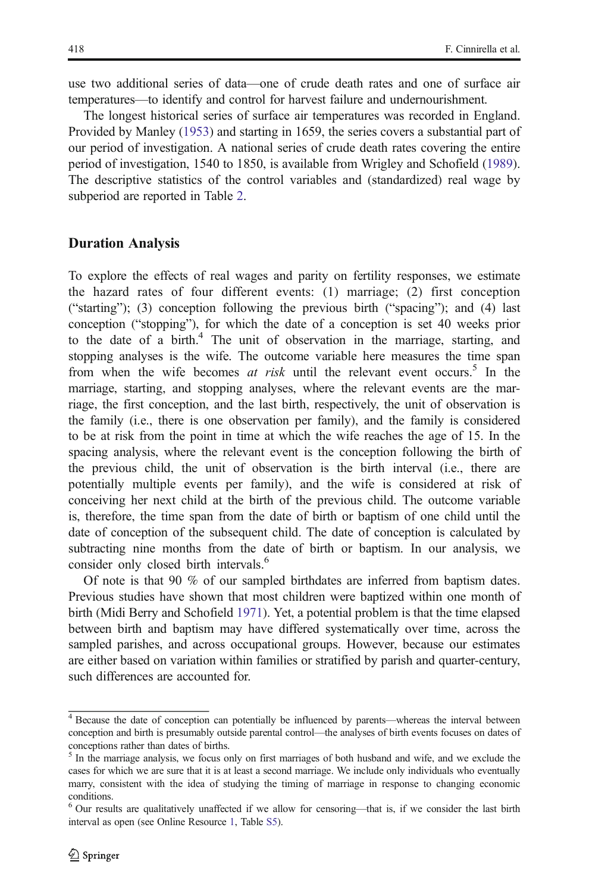use two additional series of data—one of crude death rates and one of surface air temperatures—to identify and control for harvest failure and undernourishment.

The longest historical series of surface air temperatures was recorded in England. Provided by Manley (1953) and starting in 1659, the series covers a substantial part of our period of investigation. A national series of crude death rates covering the entire period of investigation, 1540 to 1850, is available from Wrigley and Schofield (1989). The descriptive statistics of the control variables and (standardized) real wage by subperiod are reported in Table 2.

## Duration Analysis

To explore the effects of real wages and parity on fertility responses, we estimate the hazard rates of four different events: (1) marriage; (2) first conception ("starting"); (3) conception following the previous birth ("spacing"); and (4) last conception ("stopping"), for which the date of a conception is set 40 weeks prior to the date of a birth.[4] The unit of observation in the marriage, starting, and stopping analyses is the wife. The outcome variable here measures the time span from when the wife becomes *at risk* until the relevant event occurs.[5] In the marriage, starting, and stopping analyses, where the relevant events are the marriage, the first conception, and the last birth, respectively, the unit of observation is the family (i.e., there is one observation per family), and the family is considered to be at risk from the point in time at which the wife reaches the age of 15. In the spacing analysis, where the relevant event is the conception following the birth of the previous child, the unit of observation is the birth interval (i.e., there are potentially multiple events per family), and the wife is considered at risk of conceiving her next child at the birth of the previous child. The outcome variable is, therefore, the time span from the date of birth or baptism of one child until the date of conception of the subsequent child. The date of conception is calculated by subtracting nine months from the date of birth or baptism. In our analysis, we consider only closed birth intervals.[6]

Of note is that 90 % of our sampled birthdates are inferred from baptism dates. Previous studies have shown that most children were baptized within one month of birth (Midi Berry and Schofield 1971). Yet, a potential problem is that the time elapsed between birth and baptism may have differed systematically over time, across the sampled parishes, and across occupational groups. However, because our estimates are either based on variation within families or stratified by parish and quarter-century, such differences are accounted for.

---

[4] Because the date of conception can potentially be influenced by parents—whereas the interval between conception and birth is presumably outside parental control—the analyses of birth events focuses on dates of conceptions rather than dates of births.

[5] In the marriage analysis, we focus only on first marriages of both husband and wife, and we exclude the cases for which we are sure that it is at least a second marriage. We include only individuals who eventually marry, consistent with the idea of studying the timing of marriage in response to changing economic conditions.

[6] Our results are qualitatively unaffected if we allow for censoring—that is, if we consider the last birth interval as open (see Online Resource 1, Table S5).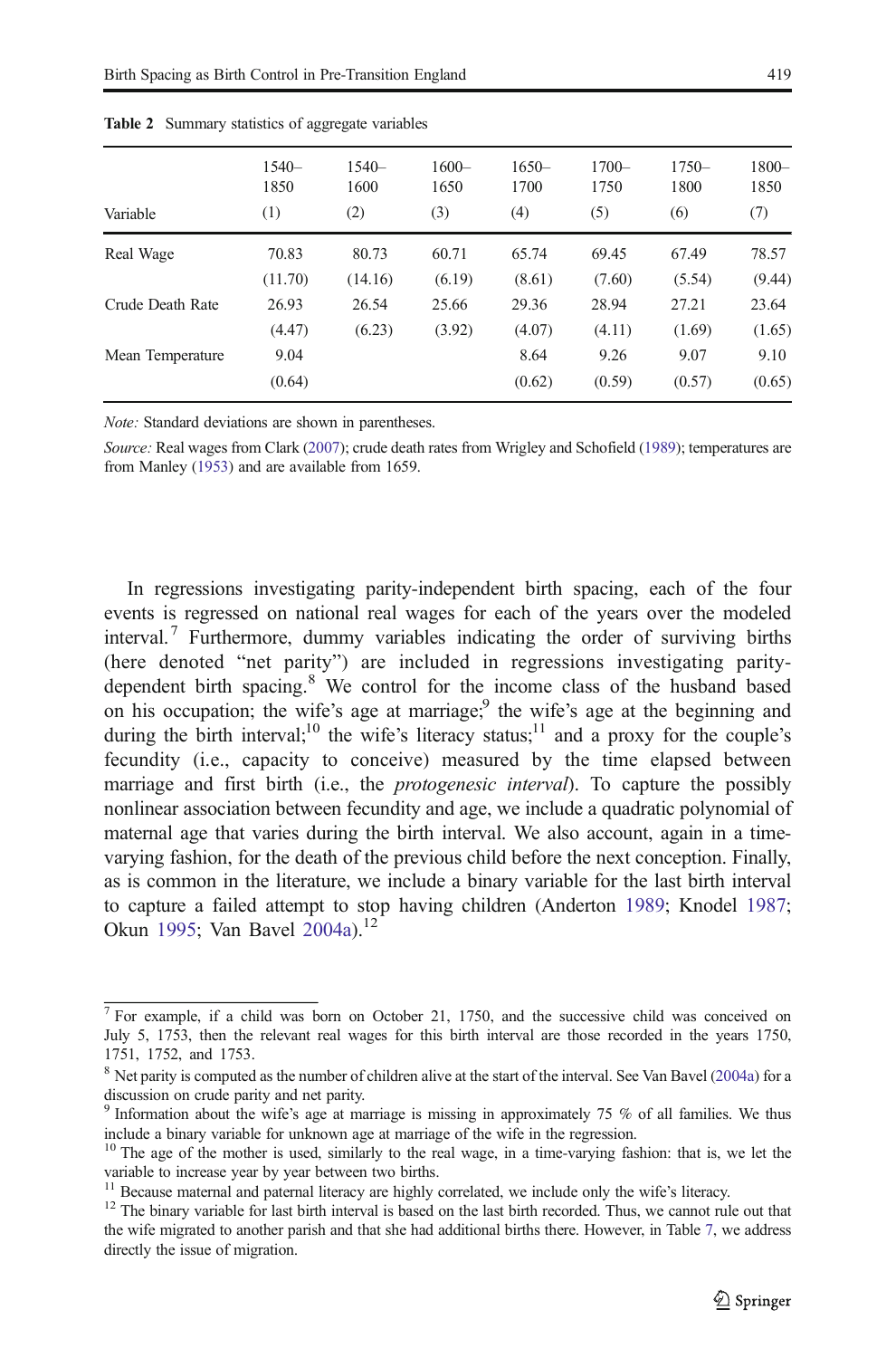**Table 2** Summary statistics of aggregate variables

| Variable | 1540–1850 (1) | 1540–1600 (2) | 1600–1650 (3) | 1650–1700 (4) | 1700–1750 (5) | 1750–1800 (6) | 1800–1850 (7) |
|---|---|---|---|---|---|---|---|
| Real Wage | 70.83 | 80.73 | 60.71 | 65.74 | 69.45 | 67.49 | 78.57 |
| | (11.70) | (14.16) | (6.19) | (8.61) | (7.60) | (5.54) | (9.44) |
| Crude Death Rate | 26.93 | 26.54 | 25.66 | 29.36 | 28.94 | 27.21 | 23.64 |
| | (4.47) | (6.23) | (3.92) | (4.07) | (4.11) | (1.69) | (1.65) |
| Mean Temperature | 9.04 | | | 8.64 | 9.26 | 9.07 | 9.10 |
| | (0.64) | | | (0.62) | (0.59) | (0.57) | (0.65) |

*Note:* Standard deviations are shown in parentheses.

*Source:* Real wages from Clark (2007); crude death rates from Wrigley and Schofield (1989); temperatures are from Manley (1953) and are available from 1659.

In regressions investigating parity-independent birth spacing, each of the four events is regressed on national real wages for each of the years over the modeled interval.[7] Furthermore, dummy variables indicating the order of surviving births (here denoted "net parity") are included in regressions investigating parity-dependent birth spacing.[8] We control for the income class of the husband based on his occupation; the wife's age at marriage;[9] the wife's age at the beginning and during the birth interval;[10] the wife's literacy status;[11] and a proxy for the couple's fecundity (i.e., capacity to conceive) measured by the time elapsed between marriage and first birth (i.e., the *protogenesic interval*). To capture the possibly nonlinear association between fecundity and age, we include a quadratic polynomial of maternal age that varies during the birth interval. We also account, again in a time-varying fashion, for the death of the previous child before the next conception. Finally, as is common in the literature, we include a binary variable for the last birth interval to capture a failed attempt to stop having children (Anderton 1989; Knodel 1987; Okun 1995; Van Bavel 2004a).[12]

---

[7] For example, if a child was born on October 21, 1750, and the successive child was conceived on July 5, 1753, then the relevant real wages for this birth interval are those recorded in the years 1750, 1751, 1752, and 1753.

[8] Net parity is computed as the number of children alive at the start of the interval. See Van Bavel (2004a) for a discussion on crude parity and net parity.

[9] Information about the wife's age at marriage is missing in approximately 75 % of all families. We thus include a binary variable for unknown age at marriage of the wife in the regression.

[10] The age of the mother is used, similarly to the real wage, in a time-varying fashion: that is, we let the variable to increase year by year between two births.

[11] Because maternal and paternal literacy are highly correlated, we include only the wife's literacy.

[12] The binary variable for last birth interval is based on the last birth recorded. Thus, we cannot rule out that the wife migrated to another parish and that she had additional births there. However, in Table 7, we address directly the issue of migration.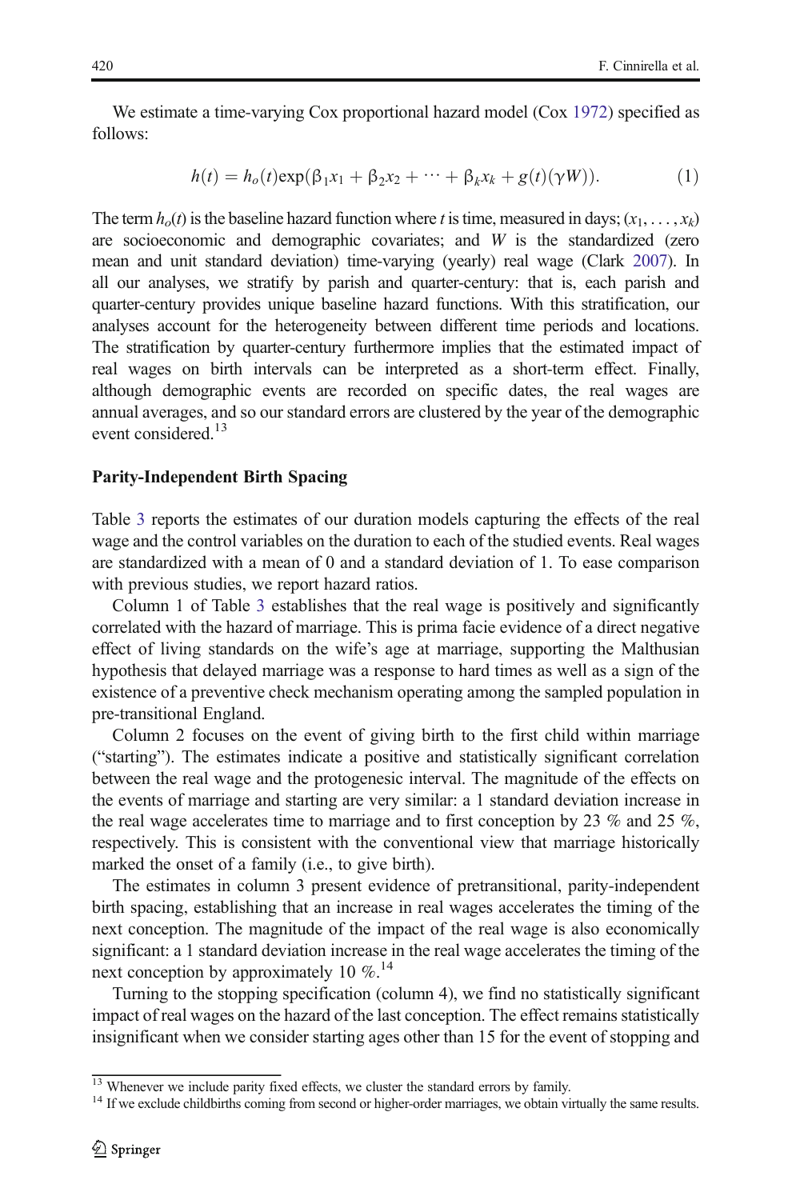We estimate a time-varying Cox proportional hazard model (Cox 1972) specified as follows:

$$h(t) = h_o(t)\exp(\beta_1 x_1 + \beta_2 x_2 + \cdots + \beta_k x_k + g(t)(\gamma W)). \tag{1}$$

The term $h_o(t)$ is the baseline hazard function where $t$ is time, measured in days; $(x_1, \ldots, x_k)$ are socioeconomic and demographic covariates; and $W$ is the standardized (zero mean and unit standard deviation) time-varying (yearly) real wage (Clark 2007). In all our analyses, we stratify by parish and quarter-century: that is, each parish and quarter-century provides unique baseline hazard functions. With this stratification, our analyses account for the heterogeneity between different time periods and locations. The stratification by quarter-century furthermore implies that the estimated impact of real wages on birth intervals can be interpreted as a short-term effect. Finally, although demographic events are recorded on specific dates, the real wages are annual averages, and so our standard errors are clustered by the year of the demographic event considered.[13]

### Parity-Independent Birth Spacing

Table 3 reports the estimates of our duration models capturing the effects of the real wage and the control variables on the duration to each of the studied events. Real wages are standardized with a mean of 0 and a standard deviation of 1. To ease comparison with previous studies, we report hazard ratios.

Column 1 of Table 3 establishes that the real wage is positively and significantly correlated with the hazard of marriage. This is prima facie evidence of a direct negative effect of living standards on the wife's age at marriage, supporting the Malthusian hypothesis that delayed marriage was a response to hard times as well as a sign of the existence of a preventive check mechanism operating among the sampled population in pre-transitional England.

Column 2 focuses on the event of giving birth to the first child within marriage ("starting"). The estimates indicate a positive and statistically significant correlation between the real wage and the protogenesic interval. The magnitude of the effects on the events of marriage and starting are very similar: a 1 standard deviation increase in the real wage accelerates time to marriage and to first conception by 23 % and 25 %, respectively. This is consistent with the conventional view that marriage historically marked the onset of a family (i.e., to give birth).

The estimates in column 3 present evidence of pretransitional, parity-independent birth spacing, establishing that an increase in real wages accelerates the timing of the next conception. The magnitude of the impact of the real wage is also economically significant: a 1 standard deviation increase in the real wage accelerates the timing of the next conception by approximately 10 %.[14]

Turning to the stopping specification (column 4), we find no statistically significant impact of real wages on the hazard of the last conception. The effect remains statistically insignificant when we consider starting ages other than 15 for the event of stopping and

[13] Whenever we include parity fixed effects, we cluster the standard errors by family.

[14] If we exclude childbirths coming from second or higher-order marriages, we obtain virtually the same results.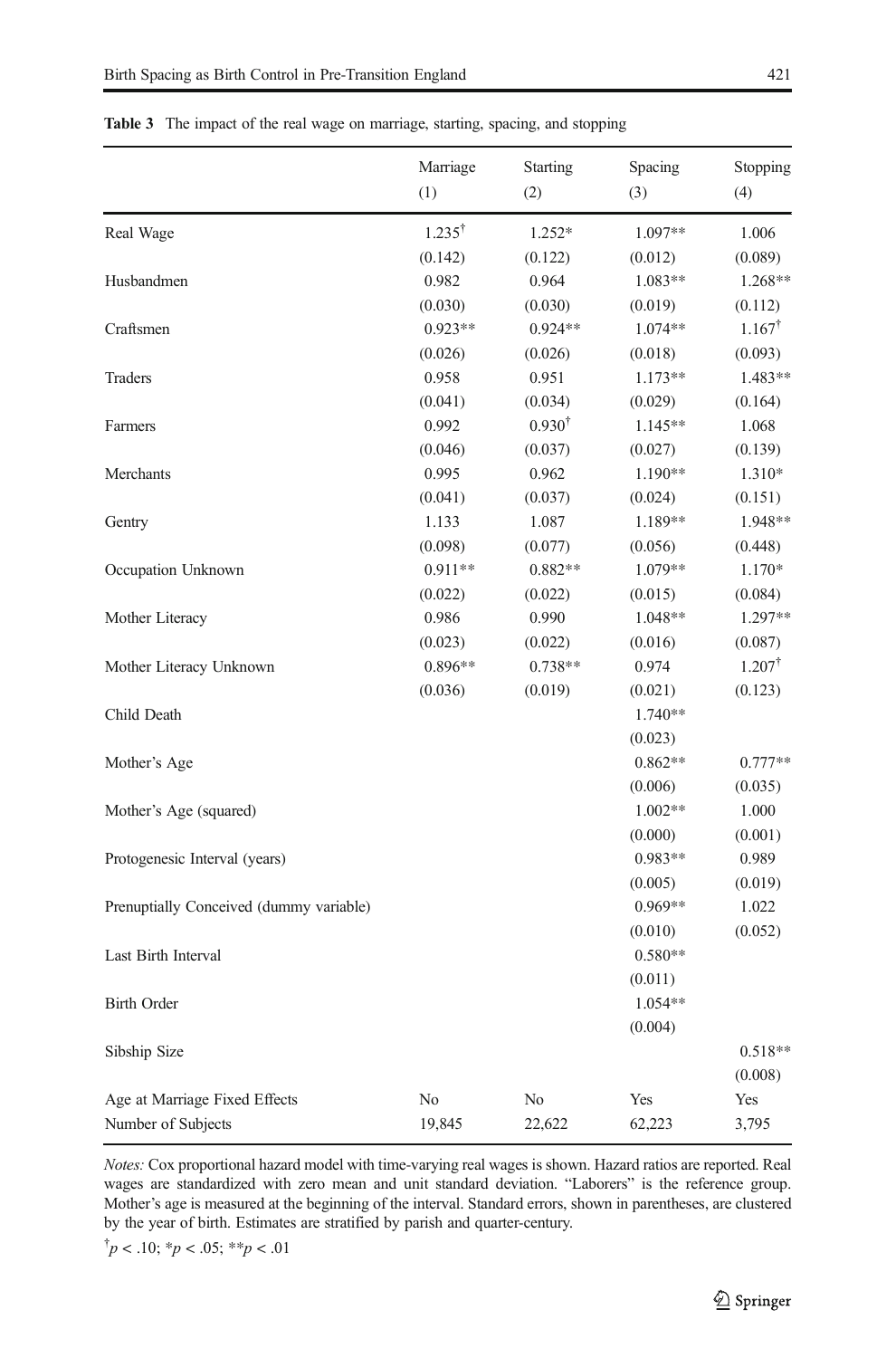**Table 3** The impact of the real wage on marriage, starting, spacing, and stopping

| | Marriage (1) | Starting (2) | Spacing (3) | Stopping (4) |
|---|---|---|---|---|
| Real Wage | 1.235$^{\dagger}$ | 1.252* | 1.097** | 1.006 |
| | (0.142) | (0.122) | (0.012) | (0.089) |
| Husbandmen | 0.982 | 0.964 | 1.083** | 1.268** |
| | (0.030) | (0.030) | (0.019) | (0.112) |
| Craftsmen | 0.923** | 0.924** | 1.074** | 1.167$^{\dagger}$ |
| | (0.026) | (0.026) | (0.018) | (0.093) |
| Traders | 0.958 | 0.951 | 1.173** | 1.483** |
| | (0.041) | (0.034) | (0.029) | (0.164) |
| Farmers | 0.992 | 0.930$^{\dagger}$ | 1.145** | 1.068 |
| | (0.046) | (0.037) | (0.027) | (0.139) |
| Merchants | 0.995 | 0.962 | 1.190** | 1.310* |
| | (0.041) | (0.037) | (0.024) | (0.151) |
| Gentry | 1.133 | 1.087 | 1.189** | 1.948** |
| | (0.098) | (0.077) | (0.056) | (0.448) |
| Occupation Unknown | 0.911** | 0.882** | 1.079** | 1.170* |
| | (0.022) | (0.022) | (0.015) | (0.084) |
| Mother Literacy | 0.986 | 0.990 | 1.048** | 1.297** |
| | (0.023) | (0.022) | (0.016) | (0.087) |
| Mother Literacy Unknown | 0.896** | 0.738** | 0.974 | 1.207$^{\dagger}$ |
| | (0.036) | (0.019) | (0.021) | (0.123) |
| Child Death | | | 1.740** | |
| | | | (0.023) | |
| Mother's Age | | | 0.862** | 0.777** |
| | | | (0.006) | (0.035) |
| Mother's Age (squared) | | | 1.002** | 1.000 |
| | | | (0.000) | (0.001) |
| Protogenesic Interval (years) | | | 0.983** | 0.989 |
| | | | (0.005) | (0.019) |
| Prenuptially Conceived (dummy variable) | | | 0.969** | 1.022 |
| | | | (0.010) | (0.052) |
| Last Birth Interval | | | 0.580** | |
| | | | (0.011) | |
| Birth Order | | | 1.054** | |
| | | | (0.004) | |
| Sibship Size | | | | 0.518** |
| | | | | (0.008) |
| Age at Marriage Fixed Effects | No | No | Yes | Yes |
| Number of Subjects | 19,845 | 22,622 | 62,223 | 3,795 |

*Notes:* Cox proportional hazard model with time-varying real wages is shown. Hazard ratios are reported. Real wages are standardized with zero mean and unit standard deviation. "Laborers" is the reference group. Mother's age is measured at the beginning of the interval. Standard errors, shown in parentheses, are clustered by the year of birth. Estimates are stratified by parish and quarter-century.

$^{\dagger}p < .10$; $^{*}p < .05$; $^{**}p < .01$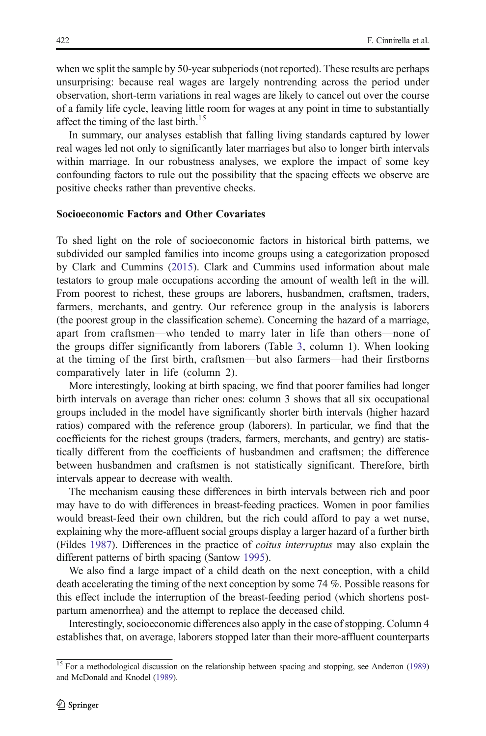when we split the sample by 50-year subperiods (not reported). These results are perhaps unsurprising: because real wages are largely nontrending across the period under observation, short-term variations in real wages are likely to cancel out over the course of a family life cycle, leaving little room for wages at any point in time to substantially affect the timing of the last birth.[15]

In summary, our analyses establish that falling living standards captured by lower real wages led not only to significantly later marriages but also to longer birth intervals within marriage. In our robustness analyses, we explore the impact of some key confounding factors to rule out the possibility that the spacing effects we observe are positive checks rather than preventive checks.

### Socioeconomic Factors and Other Covariates

To shed light on the role of socioeconomic factors in historical birth patterns, we subdivided our sampled families into income groups using a categorization proposed by Clark and Cummins (2015). Clark and Cummins used information about male testators to group male occupations according the amount of wealth left in the will. From poorest to richest, these groups are laborers, husbandmen, craftsmen, traders, farmers, merchants, and gentry. Our reference group in the analysis is laborers (the poorest group in the classification scheme). Concerning the hazard of a marriage, apart from craftsmen—who tended to marry later in life than others—none of the groups differ significantly from laborers (Table 3, column 1). When looking at the timing of the first birth, craftsmen—but also farmers—had their firstborns comparatively later in life (column 2).

More interestingly, looking at birth spacing, we find that poorer families had longer birth intervals on average than richer ones: column 3 shows that all six occupational groups included in the model have significantly shorter birth intervals (higher hazard ratios) compared with the reference group (laborers). In particular, we find that the coefficients for the richest groups (traders, farmers, merchants, and gentry) are statistically different from the coefficients of husbandmen and craftsmen; the difference between husbandmen and craftsmen is not statistically significant. Therefore, birth intervals appear to decrease with wealth.

The mechanism causing these differences in birth intervals between rich and poor may have to do with differences in breast-feeding practices. Women in poor families would breast-feed their own children, but the rich could afford to pay a wet nurse, explaining why the more-affluent social groups display a larger hazard of a further birth (Fildes 1987). Differences in the practice of *coitus interruptus* may also explain the different patterns of birth spacing (Santow 1995).

We also find a large impact of a child death on the next conception, with a child death accelerating the timing of the next conception by some 74 %. Possible reasons for this effect include the interruption of the breast-feeding period (which shortens postpartum amenorrhea) and the attempt to replace the deceased child.

Interestingly, socioeconomic differences also apply in the case of stopping. Column 4 establishes that, on average, laborers stopped later than their more-affluent counterparts

[15] For a methodological discussion on the relationship between spacing and stopping, see Anderton (1989) and McDonald and Knodel (1989).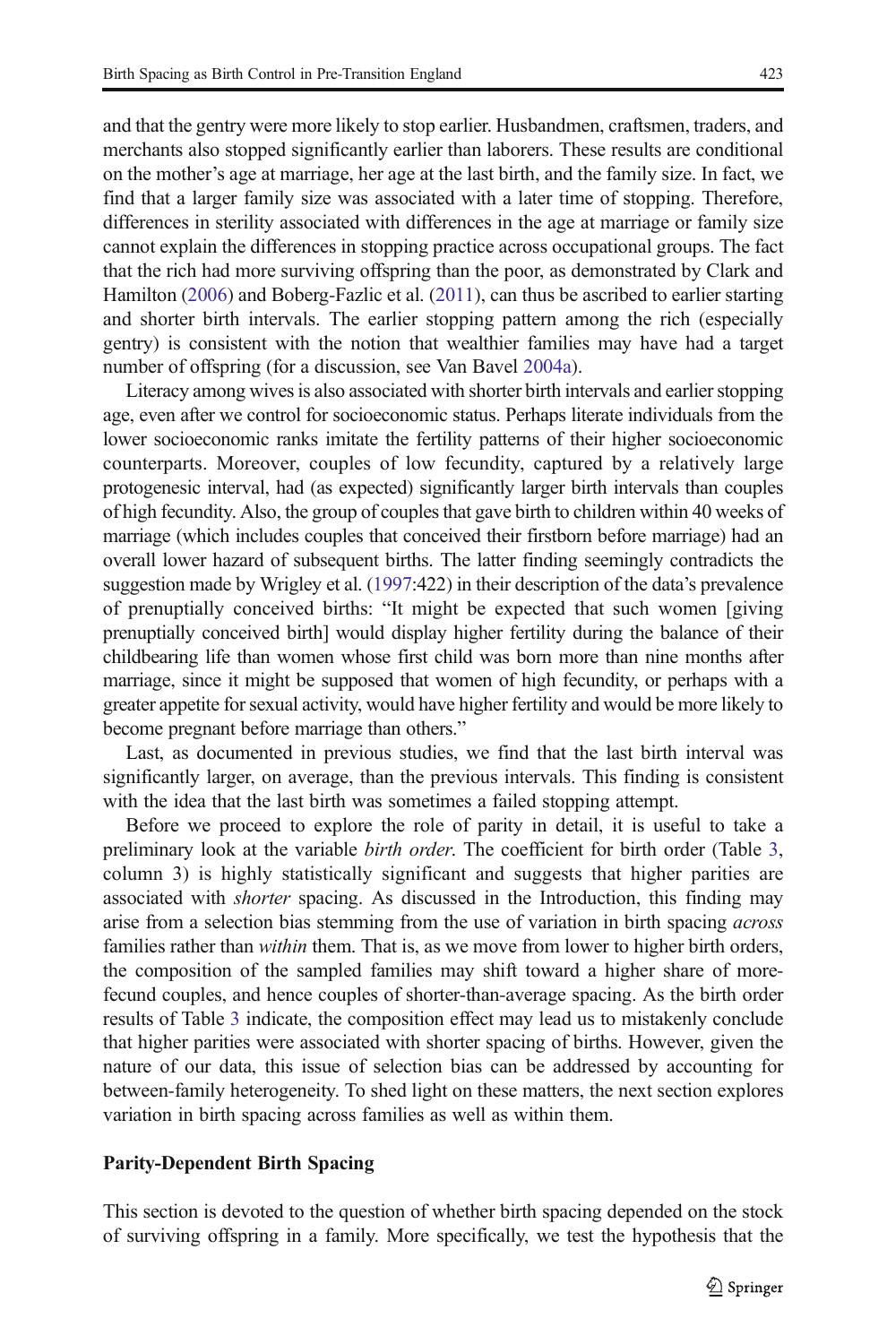and that the gentry were more likely to stop earlier. Husbandmen, craftsmen, traders, and merchants also stopped significantly earlier than laborers. These results are conditional on the mother's age at marriage, her age at the last birth, and the family size. In fact, we find that a larger family size was associated with a later time of stopping. Therefore, differences in sterility associated with differences in the age at marriage or family size cannot explain the differences in stopping practice across occupational groups. The fact that the rich had more surviving offspring than the poor, as demonstrated by Clark and Hamilton (2006) and Boberg-Fazlic et al. (2011), can thus be ascribed to earlier starting and shorter birth intervals. The earlier stopping pattern among the rich (especially gentry) is consistent with the notion that wealthier families may have had a target number of offspring (for a discussion, see Van Bavel 2004a).

Literacy among wives is also associated with shorter birth intervals and earlier stopping age, even after we control for socioeconomic status. Perhaps literate individuals from the lower socioeconomic ranks imitate the fertility patterns of their higher socioeconomic counterparts. Moreover, couples of low fecundity, captured by a relatively large protogenesic interval, had (as expected) significantly larger birth intervals than couples of high fecundity. Also, the group of couples that gave birth to children within 40 weeks of marriage (which includes couples that conceived their firstborn before marriage) had an overall lower hazard of subsequent births. The latter finding seemingly contradicts the suggestion made by Wrigley et al. (1997:422) in their description of the data's prevalence of prenuptially conceived births: "It might be expected that such women [giving prenuptially conceived birth] would display higher fertility during the balance of their childbearing life than women whose first child was born more than nine months after marriage, since it might be supposed that women of high fecundity, or perhaps with a greater appetite for sexual activity, would have higher fertility and would be more likely to become pregnant before marriage than others."

Last, as documented in previous studies, we find that the last birth interval was significantly larger, on average, than the previous intervals. This finding is consistent with the idea that the last birth was sometimes a failed stopping attempt.

Before we proceed to explore the role of parity in detail, it is useful to take a preliminary look at the variable *birth order*. The coefficient for birth order (Table 3, column 3) is highly statistically significant and suggests that higher parities are associated with *shorter* spacing. As discussed in the Introduction, this finding may arise from a selection bias stemming from the use of variation in birth spacing *across* families rather than *within* them. That is, as we move from lower to higher birth orders, the composition of the sampled families may shift toward a higher share of more-fecund couples, and hence couples of shorter-than-average spacing. As the birth order results of Table 3 indicate, the composition effect may lead us to mistakenly conclude that higher parities were associated with shorter spacing of births. However, given the nature of our data, this issue of selection bias can be addressed by accounting for between-family heterogeneity. To shed light on these matters, the next section explores variation in birth spacing across families as well as within them.

### Parity-Dependent Birth Spacing

This section is devoted to the question of whether birth spacing depended on the stock of surviving offspring in a family. More specifically, we test the hypothesis that the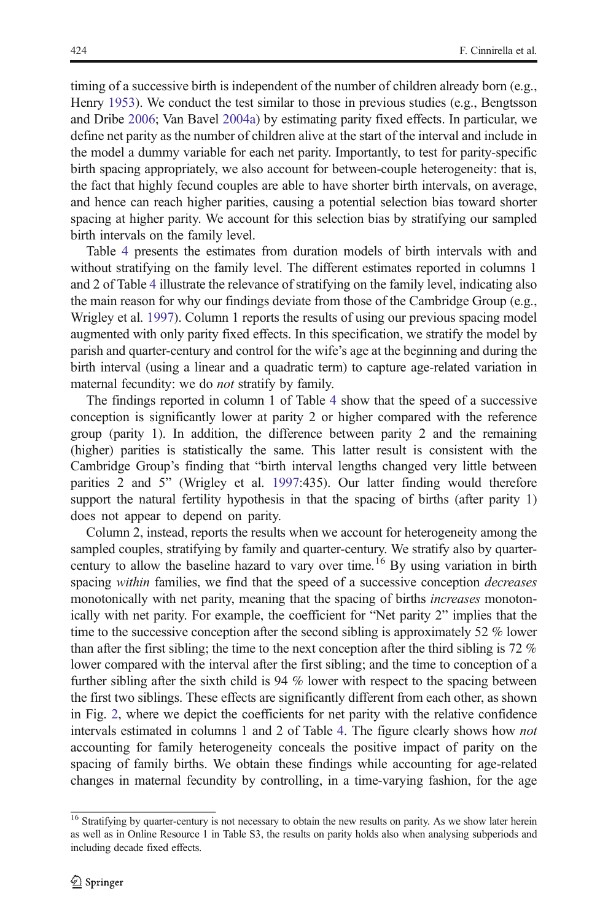timing of a successive birth is independent of the number of children already born (e.g., Henry 1953). We conduct the test similar to those in previous studies (e.g., Bengtsson and Dribe 2006; Van Bavel 2004a) by estimating parity fixed effects. In particular, we define net parity as the number of children alive at the start of the interval and include in the model a dummy variable for each net parity. Importantly, to test for parity-specific birth spacing appropriately, we also account for between-couple heterogeneity: that is, the fact that highly fecund couples are able to have shorter birth intervals, on average, and hence can reach higher parities, causing a potential selection bias toward shorter spacing at higher parity. We account for this selection bias by stratifying our sampled birth intervals on the family level.

Table 4 presents the estimates from duration models of birth intervals with and without stratifying on the family level. The different estimates reported in columns 1 and 2 of Table 4 illustrate the relevance of stratifying on the family level, indicating also the main reason for why our findings deviate from those of the Cambridge Group (e.g., Wrigley et al. 1997). Column 1 reports the results of using our previous spacing model augmented with only parity fixed effects. In this specification, we stratify the model by parish and quarter-century and control for the wife's age at the beginning and during the birth interval (using a linear and a quadratic term) to capture age-related variation in maternal fecundity: we do *not* stratify by family.

The findings reported in column 1 of Table 4 show that the speed of a successive conception is significantly lower at parity 2 or higher compared with the reference group (parity 1). In addition, the difference between parity 2 and the remaining (higher) parities is statistically the same. This latter result is consistent with the Cambridge Group's finding that "birth interval lengths changed very little between parities 2 and 5" (Wrigley et al. 1997:435). Our latter finding would therefore support the natural fertility hypothesis in that the spacing of births (after parity 1) does not appear to depend on parity.

Column 2, instead, reports the results when we account for heterogeneity among the sampled couples, stratifying by family and quarter-century. We stratify also by quarter-century to allow the baseline hazard to vary over time.[16] By using variation in birth spacing *within* families, we find that the speed of a successive conception *decreases* monotonically with net parity, meaning that the spacing of births *increases* monotonically with net parity. For example, the coefficient for "Net parity 2" implies that the time to the successive conception after the second sibling is approximately 52 % lower than after the first sibling; the time to the next conception after the third sibling is 72 % lower compared with the interval after the first sibling; and the time to conception of a further sibling after the sixth child is 94 % lower with respect to the spacing between the first two siblings. These effects are significantly different from each other, as shown in Fig. 2, where we depict the coefficients for net parity with the relative confidence intervals estimated in columns 1 and 2 of Table 4. The figure clearly shows how *not* accounting for family heterogeneity conceals the positive impact of parity on the spacing of family births. We obtain these findings while accounting for age-related changes in maternal fecundity by controlling, in a time-varying fashion, for the age

[16] Stratifying by quarter-century is not necessary to obtain the new results on parity. As we show later herein as well as in Online Resource 1 in Table S3, the results on parity holds also when analysing subperiods and including decade fixed effects.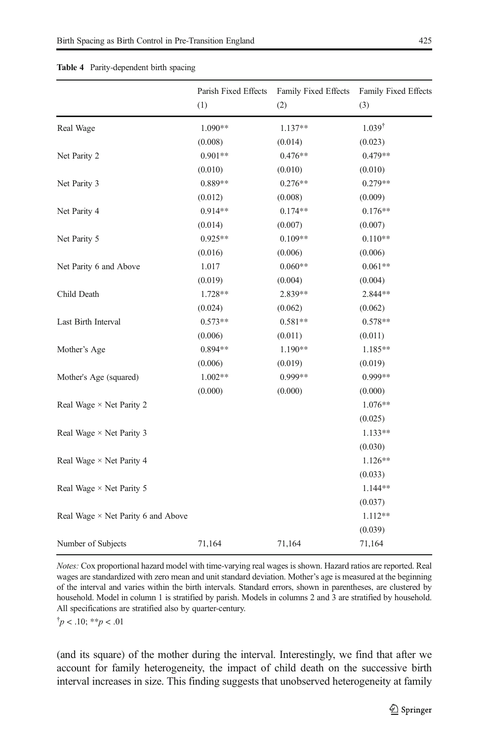**Table 4** Parity-dependent birth spacing

| | Parish Fixed Effects (1) | Family Fixed Effects (2) | Family Fixed Effects (3) |
|---|---|---|---|
| Real Wage | 1.090** | 1.137** | 1.039$^{\dagger}$ |
| | (0.008) | (0.014) | (0.023) |
| Net Parity 2 | 0.901** | 0.476** | 0.479** |
| | (0.010) | (0.010) | (0.010) |
| Net Parity 3 | 0.889** | 0.276** | 0.279** |
| | (0.012) | (0.008) | (0.009) |
| Net Parity 4 | 0.914** | 0.174** | 0.176** |
| | (0.014) | (0.007) | (0.007) |
| Net Parity 5 | 0.925** | 0.109** | 0.110** |
| | (0.016) | (0.006) | (0.006) |
| Net Parity 6 and Above | 1.017 | 0.060** | 0.061** |
| | (0.019) | (0.004) | (0.004) |
| Child Death | 1.728** | 2.839** | 2.844** |
| | (0.024) | (0.062) | (0.062) |
| Last Birth Interval | 0.573** | 0.581** | 0.578** |
| | (0.006) | (0.011) | (0.011) |
| Mother's Age | 0.894** | 1.190** | 1.185** |
| | (0.006) | (0.019) | (0.019) |
| Mother's Age (squared) | 1.002** | 0.999** | 0.999** |
| | (0.000) | (0.000) | (0.000) |
| Real Wage × Net Parity 2 | | | 1.076** |
| | | | (0.025) |
| Real Wage × Net Parity 3 | | | 1.133** |
| | | | (0.030) |
| Real Wage × Net Parity 4 | | | 1.126** |
| | | | (0.033) |
| Real Wage × Net Parity 5 | | | 1.144** |
| | | | (0.037) |
| Real Wage × Net Parity 6 and Above | | | 1.112** |
| | | | (0.039) |
| Number of Subjects | 71,164 | 71,164 | 71,164 |

*Notes:* Cox proportional hazard model with time-varying real wages is shown. Hazard ratios are reported. Real wages are standardized with zero mean and unit standard deviation. Mother's age is measured at the beginning of the interval and varies within the birth intervals. Standard errors, shown in parentheses, are clustered by household. Model in column 1 is stratified by parish. Models in columns 2 and 3 are stratified by household. All specifications are stratified also by quarter-century.

$^{\dagger}p < .10$; $^{**}p < .01$

(and its square) of the mother during the interval. Interestingly, we find that after we account for family heterogeneity, the impact of child death on the successive birth interval increases in size. This finding suggests that unobserved heterogeneity at family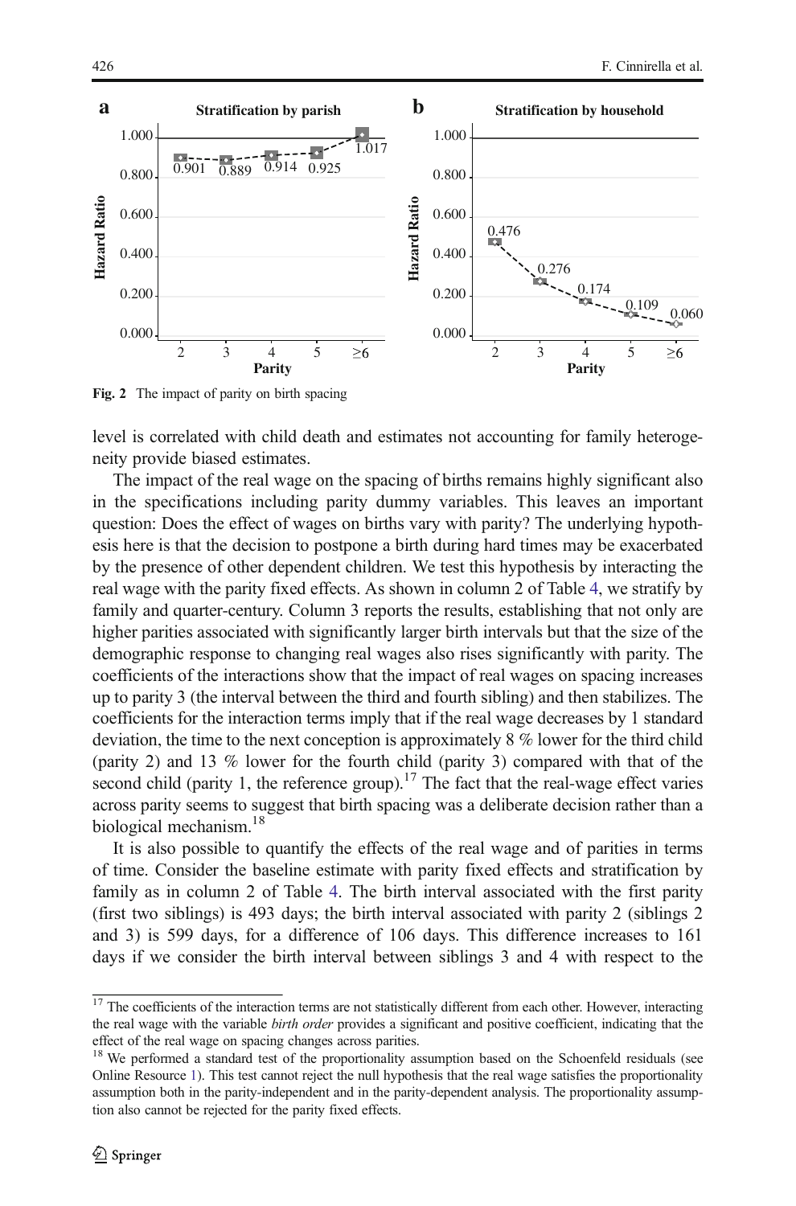Fig. 2 The impact of parity on birth spacing

level is correlated with child death and estimates not accounting for family heterogeneity provide biased estimates.

The impact of the real wage on the spacing of births remains highly significant also in the specifications including parity dummy variables. This leaves an important question: Does the effect of wages on births vary with parity? The underlying hypothesis here is that the decision to postpone a birth during hard times may be exacerbated by the presence of other dependent children. We test this hypothesis by interacting the real wage with the parity fixed effects. As shown in column 2 of Table 4, we stratify by family and quarter-century. Column 3 reports the results, establishing that not only are higher parities associated with significantly larger birth intervals but that the size of the demographic response to changing real wages also rises significantly with parity. The coefficients of the interactions show that the impact of real wages on spacing increases up to parity 3 (the interval between the third and fourth sibling) and then stabilizes. The coefficients for the interaction terms imply that if the real wage decreases by 1 standard deviation, the time to the next conception is approximately 8 % lower for the third child (parity 2) and 13 % lower for the fourth child (parity 3) compared with that of the second child (parity 1, the reference group).[17] The fact that the real-wage effect varies across parity seems to suggest that birth spacing was a deliberate decision rather than a biological mechanism.[18]

It is also possible to quantify the effects of the real wage and of parities in terms of time. Consider the baseline estimate with parity fixed effects and stratification by family as in column 2 of Table 4. The birth interval associated with the first parity (first two siblings) is 493 days; the birth interval associated with parity 2 (siblings 2 and 3) is 599 days, for a difference of 106 days. This difference increases to 161 days if we consider the birth interval between siblings 3 and 4 with respect to the

[17] The coefficients of the interaction terms are not statistically different from each other. However, interacting the real wage with the variable *birth order* provides a significant and positive coefficient, indicating that the effect of the real wage on spacing changes across parities.

[18] We performed a standard test of the proportionality assumption based on the Schoenfeld residuals (see Online Resource 1). This test cannot reject the null hypothesis that the real wage satisfies the proportionality assumption both in the parity-independent and in the parity-dependent analysis. The proportionality assumption also cannot be rejected for the parity fixed effects.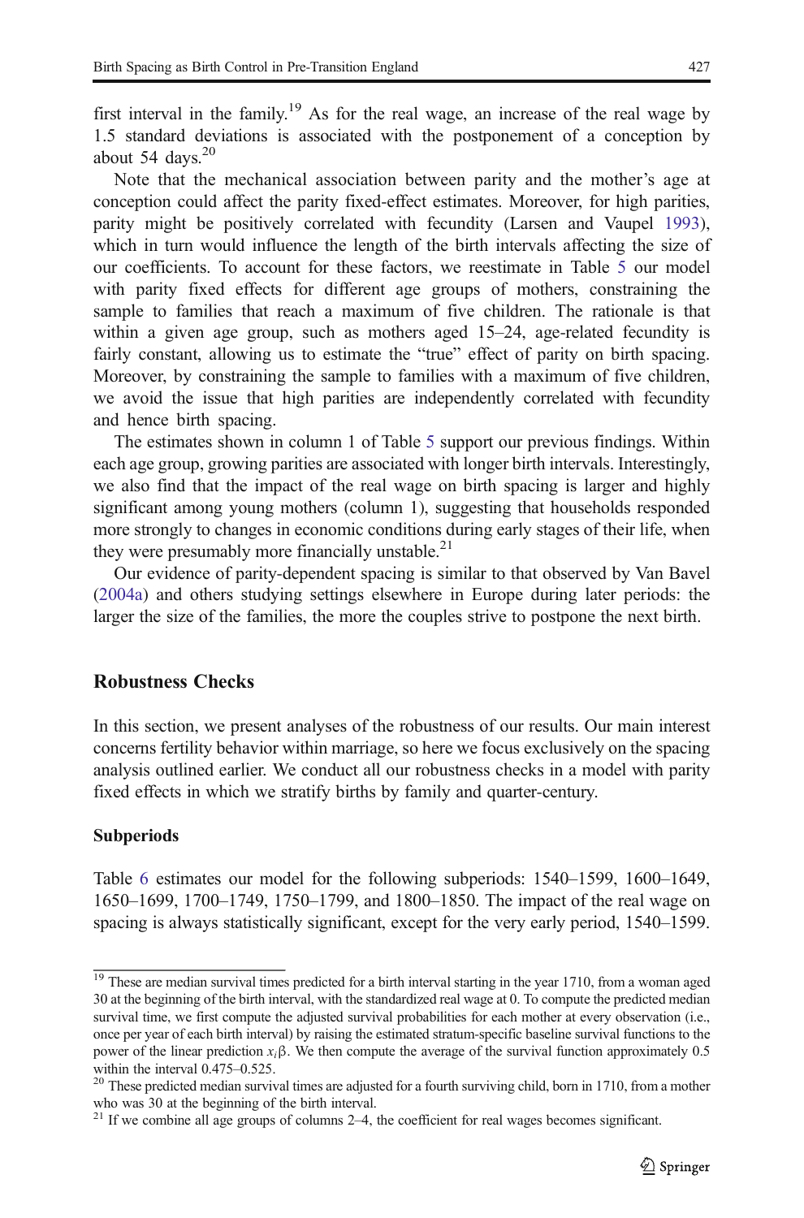first interval in the family.[19] As for the real wage, an increase of the real wage by 1.5 standard deviations is associated with the postponement of a conception by about 54 days.[20]

Note that the mechanical association between parity and the mother's age at conception could affect the parity fixed-effect estimates. Moreover, for high parities, parity might be positively correlated with fecundity (Larsen and Vaupel 1993), which in turn would influence the length of the birth intervals affecting the size of our coefficients. To account for these factors, we reestimate in Table 5 our model with parity fixed effects for different age groups of mothers, constraining the sample to families that reach a maximum of five children. The rationale is that within a given age group, such as mothers aged 15–24, age-related fecundity is fairly constant, allowing us to estimate the "true" effect of parity on birth spacing. Moreover, by constraining the sample to families with a maximum of five children, we avoid the issue that high parities are independently correlated with fecundity and hence birth spacing.

The estimates shown in column 1 of Table 5 support our previous findings. Within each age group, growing parities are associated with longer birth intervals. Interestingly, we also find that the impact of the real wage on birth spacing is larger and highly significant among young mothers (column 1), suggesting that households responded more strongly to changes in economic conditions during early stages of their life, when they were presumably more financially unstable.[21]

Our evidence of parity-dependent spacing is similar to that observed by Van Bavel (2004a) and others studying settings elsewhere in Europe during later periods: the larger the size of the families, the more the couples strive to postpone the next birth.

## Robustness Checks

In this section, we present analyses of the robustness of our results. Our main interest concerns fertility behavior within marriage, so here we focus exclusively on the spacing analysis outlined earlier. We conduct all our robustness checks in a model with parity fixed effects in which we stratify births by family and quarter-century.

### Subperiods

Table 6 estimates our model for the following subperiods: 1540–1599, 1600–1649, 1650–1699, 1700–1749, 1750–1799, and 1800–1850. The impact of the real wage on spacing is always statistically significant, except for the very early period, 1540–1599.

---

[19] These are median survival times predicted for a birth interval starting in the year 1710, from a woman aged 30 at the beginning of the birth interval, with the standardized real wage at 0. To compute the predicted median survival time, we first compute the adjusted survival probabilities for each mother at every observation (i.e., once per year of each birth interval) by raising the estimated stratum-specific baseline survival functions to the power of the linear prediction $x_i\beta$. We then compute the average of the survival function approximately 0.5 within the interval 0.475–0.525.

[20] These predicted median survival times are adjusted for a fourth surviving child, born in 1710, from a mother who was 30 at the beginning of the birth interval.

[21] If we combine all age groups of columns 2–4, the coefficient for real wages becomes significant.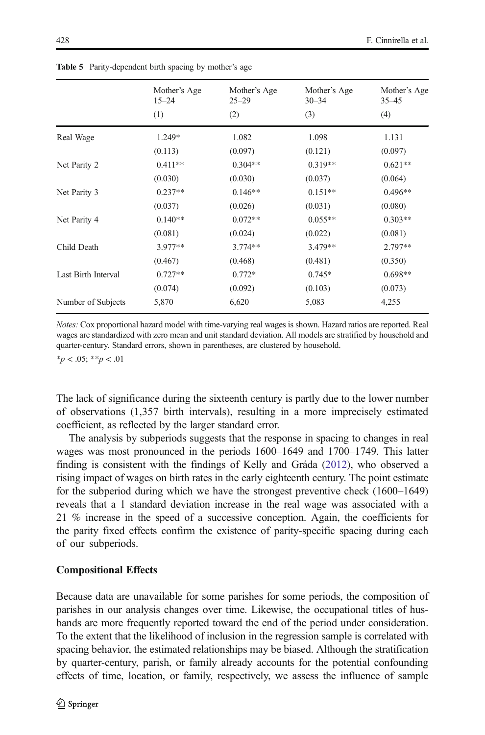**Table 5** Parity-dependent birth spacing by mother's age

| | Mother's Age 15–24 | Mother's Age 25–29 | Mother's Age 30–34 | Mother's Age 35–45 |
|---|---|---|---|---|
| | (1) | (2) | (3) | (4) |
| Real Wage | 1.249* | 1.082 | 1.098 | 1.131 |
| | (0.113) | (0.097) | (0.121) | (0.097) |
| Net Parity 2 | 0.411** | 0.304** | 0.319** | 0.621** |
| | (0.030) | (0.030) | (0.037) | (0.064) |
| Net Parity 3 | 0.237** | 0.146** | 0.151** | 0.496** |
| | (0.037) | (0.026) | (0.031) | (0.080) |
| Net Parity 4 | 0.140** | 0.072** | 0.055** | 0.303** |
| | (0.081) | (0.024) | (0.022) | (0.081) |
| Child Death | 3.977** | 3.774** | 3.479** | 2.797** |
| | (0.467) | (0.468) | (0.481) | (0.350) |
| Last Birth Interval | 0.727** | 0.772* | 0.745* | 0.698** |
| | (0.074) | (0.092) | (0.103) | (0.073) |
| Number of Subjects | 5,870 | 6,620 | 5,083 | 4,255 |

*Notes:* Cox proportional hazard model with time-varying real wages is shown. Hazard ratios are reported. Real wages are standardized with zero mean and unit standard deviation. All models are stratified by household and quarter-century. Standard errors, shown in parentheses, are clustered by household.

*$p < .05$; **$p < .01$

The lack of significance during the sixteenth century is partly due to the lower number of observations (1,357 birth intervals), resulting in a more imprecisely estimated coefficient, as reflected by the larger standard error.

The analysis by subperiods suggests that the response in spacing to changes in real wages was most pronounced in the periods 1600–1649 and 1700–1749. This latter finding is consistent with the findings of Kelly and Gráda (2012), who observed a rising impact of wages on birth rates in the early eighteenth century. The point estimate for the subperiod during which we have the strongest preventive check (1600–1649) reveals that a 1 standard deviation increase in the real wage was associated with a 21 % increase in the speed of a successive conception. Again, the coefficients for the parity fixed effects confirm the existence of parity-specific spacing during each of our subperiods.

### Compositional Effects

Because data are unavailable for some parishes for some periods, the composition of parishes in our analysis changes over time. Likewise, the occupational titles of husbands are more frequently reported toward the end of the period under consideration. To the extent that the likelihood of inclusion in the regression sample is correlated with spacing behavior, the estimated relationships may be biased. Although the stratification by quarter-century, parish, or family already accounts for the potential confounding effects of time, location, or family, respectively, we assess the influence of sample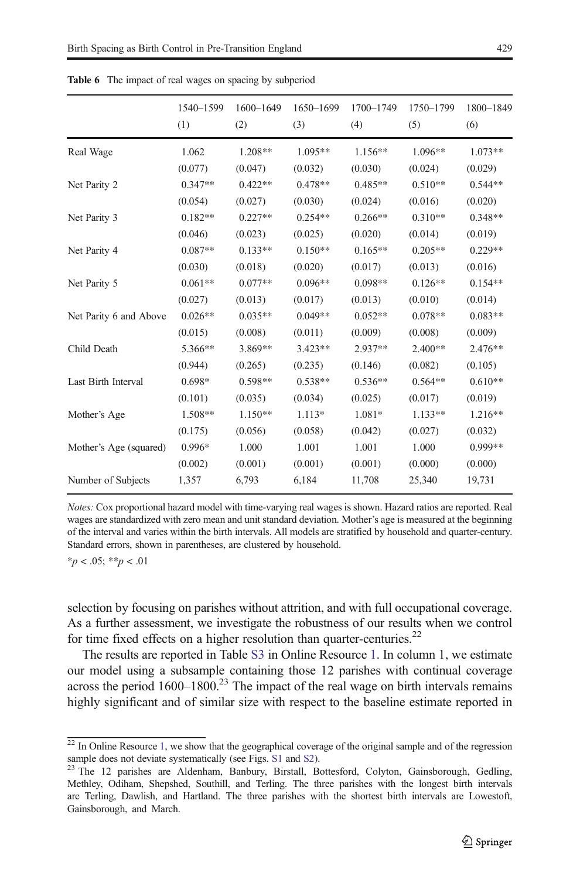**Table 6** The impact of real wages on spacing by subperiod

| | 1540–1599 (1) | 1600–1649 (2) | 1650–1699 (3) | 1700–1749 (4) | 1750–1799 (5) | 1800–1849 (6) |
|---|---|---|---|---|---|---|
| Real Wage | 1.062 | 1.208** | 1.095** | 1.156** | 1.096** | 1.073** |
| | (0.077) | (0.047) | (0.032) | (0.030) | (0.024) | (0.029) |
| Net Parity 2 | 0.347** | 0.422** | 0.478** | 0.485** | 0.510** | 0.544** |
| | (0.054) | (0.027) | (0.030) | (0.024) | (0.016) | (0.020) |
| Net Parity 3 | 0.182** | 0.227** | 0.254** | 0.266** | 0.310** | 0.348** |
| | (0.046) | (0.023) | (0.025) | (0.020) | (0.014) | (0.019) |
| Net Parity 4 | 0.087** | 0.133** | 0.150** | 0.165** | 0.205** | 0.229** |
| | (0.030) | (0.018) | (0.020) | (0.017) | (0.013) | (0.016) |
| Net Parity 5 | 0.061** | 0.077** | 0.096** | 0.098** | 0.126** | 0.154** |
| | (0.027) | (0.013) | (0.017) | (0.013) | (0.010) | (0.014) |
| Net Parity 6 and Above | 0.026** | 0.035** | 0.049** | 0.052** | 0.078** | 0.083** |
| | (0.015) | (0.008) | (0.011) | (0.009) | (0.008) | (0.009) |
| Child Death | 5.366** | 3.869** | 3.423** | 2.937** | 2.400** | 2.476** |
| | (0.944) | (0.265) | (0.235) | (0.146) | (0.082) | (0.105) |
| Last Birth Interval | 0.698* | 0.598** | 0.538** | 0.536** | 0.564** | 0.610** |
| | (0.101) | (0.035) | (0.034) | (0.025) | (0.017) | (0.019) |
| Mother's Age | 1.508** | 1.150** | 1.113* | 1.081* | 1.133** | 1.216** |
| | (0.175) | (0.056) | (0.058) | (0.042) | (0.027) | (0.032) |
| Mother's Age (squared) | 0.996* | 1.000 | 1.001 | 1.001 | 1.000 | 0.999** |
| | (0.002) | (0.001) | (0.001) | (0.001) | (0.000) | (0.000) |
| Number of Subjects | 1,357 | 6,793 | 6,184 | 11,708 | 25,340 | 19,731 |

*Notes:* Cox proportional hazard model with time-varying real wages is shown. Hazard ratios are reported. Real wages are standardized with zero mean and unit standard deviation. Mother's age is measured at the beginning of the interval and varies within the birth intervals. All models are stratified by household and quarter-century. Standard errors, shown in parentheses, are clustered by household.

$^{*}p < .05$; $^{**}p < .01$

selection by focusing on parishes without attrition, and with full occupational coverage. As a further assessment, we investigate the robustness of our results when we control for time fixed effects on a higher resolution than quarter-centuries.[22]

The results are reported in Table S3 in Online Resource 1. In column 1, we estimate our model using a subsample containing those 12 parishes with continual coverage across the period 1600–1800.[23] The impact of the real wage on birth intervals remains highly significant and of similar size with respect to the baseline estimate reported in

[22] In Online Resource 1, we show that the geographical coverage of the original sample and of the regression sample does not deviate systematically (see Figs. S1 and S2).

[23] The 12 parishes are Aldenham, Banbury, Birstall, Bottesford, Colyton, Gainsborough, Gedling, Methley, Odiham, Shepshed, Southill, and Terling. The three parishes with the longest birth intervals are Terling, Dawlish, and Hartland. The three parishes with the shortest birth intervals are Lowestoft, Gainsborough, and March.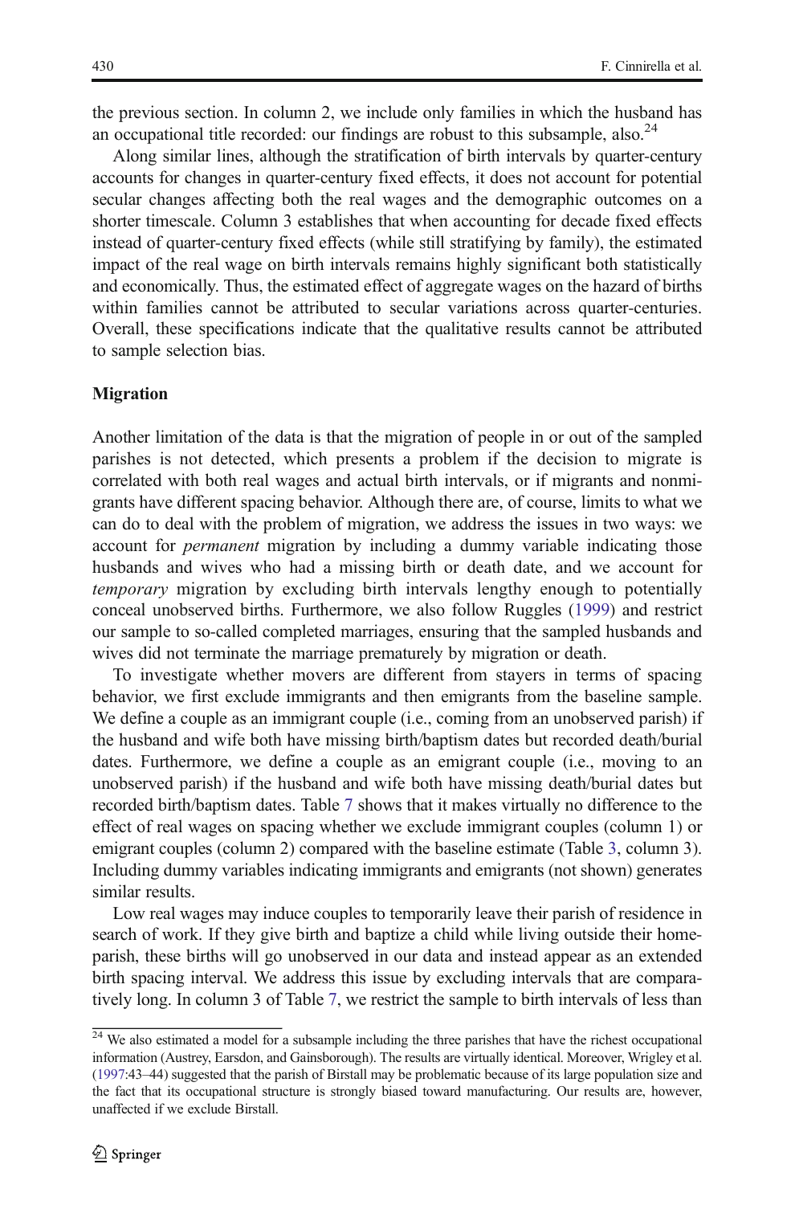the previous section. In column 2, we include only families in which the husband has an occupational title recorded: our findings are robust to this subsample, also.[24]

Along similar lines, although the stratification of birth intervals by quarter-century accounts for changes in quarter-century fixed effects, it does not account for potential secular changes affecting both the real wages and the demographic outcomes on a shorter timescale. Column 3 establishes that when accounting for decade fixed effects instead of quarter-century fixed effects (while still stratifying by family), the estimated impact of the real wage on birth intervals remains highly significant both statistically and economically. Thus, the estimated effect of aggregate wages on the hazard of births within families cannot be attributed to secular variations across quarter-centuries. Overall, these specifications indicate that the qualitative results cannot be attributed to sample selection bias.

## Migration

Another limitation of the data is that the migration of people in or out of the sampled parishes is not detected, which presents a problem if the decision to migrate is correlated with both real wages and actual birth intervals, or if migrants and nonmigrants have different spacing behavior. Although there are, of course, limits to what we can do to deal with the problem of migration, we address the issues in two ways: we account for *permanent* migration by including a dummy variable indicating those husbands and wives who had a missing birth or death date, and we account for *temporary* migration by excluding birth intervals lengthy enough to potentially conceal unobserved births. Furthermore, we also follow Ruggles (1999) and restrict our sample to so-called completed marriages, ensuring that the sampled husbands and wives did not terminate the marriage prematurely by migration or death.

To investigate whether movers are different from stayers in terms of spacing behavior, we first exclude immigrants and then emigrants from the baseline sample. We define a couple as an immigrant couple (i.e., coming from an unobserved parish) if the husband and wife both have missing birth/baptism dates but recorded death/burial dates. Furthermore, we define a couple as an emigrant couple (i.e., moving to an unobserved parish) if the husband and wife both have missing death/burial dates but recorded birth/baptism dates. Table 7 shows that it makes virtually no difference to the effect of real wages on spacing whether we exclude immigrant couples (column 1) or emigrant couples (column 2) compared with the baseline estimate (Table 3, column 3). Including dummy variables indicating immigrants and emigrants (not shown) generates similar results.

Low real wages may induce couples to temporarily leave their parish of residence in search of work. If they give birth and baptize a child while living outside their home-parish, these births will go unobserved in our data and instead appear as an extended birth spacing interval. We address this issue by excluding intervals that are comparatively long. In column 3 of Table 7, we restrict the sample to birth intervals of less than

[24] We also estimated a model for a subsample including the three parishes that have the richest occupational information (Austrey, Earsdon, and Gainsborough). The results are virtually identical. Moreover, Wrigley et al. (1997:43–44) suggested that the parish of Birstall may be problematic because of its large population size and the fact that its occupational structure is strongly biased toward manufacturing. Our results are, however, unaffected if we exclude Birstall.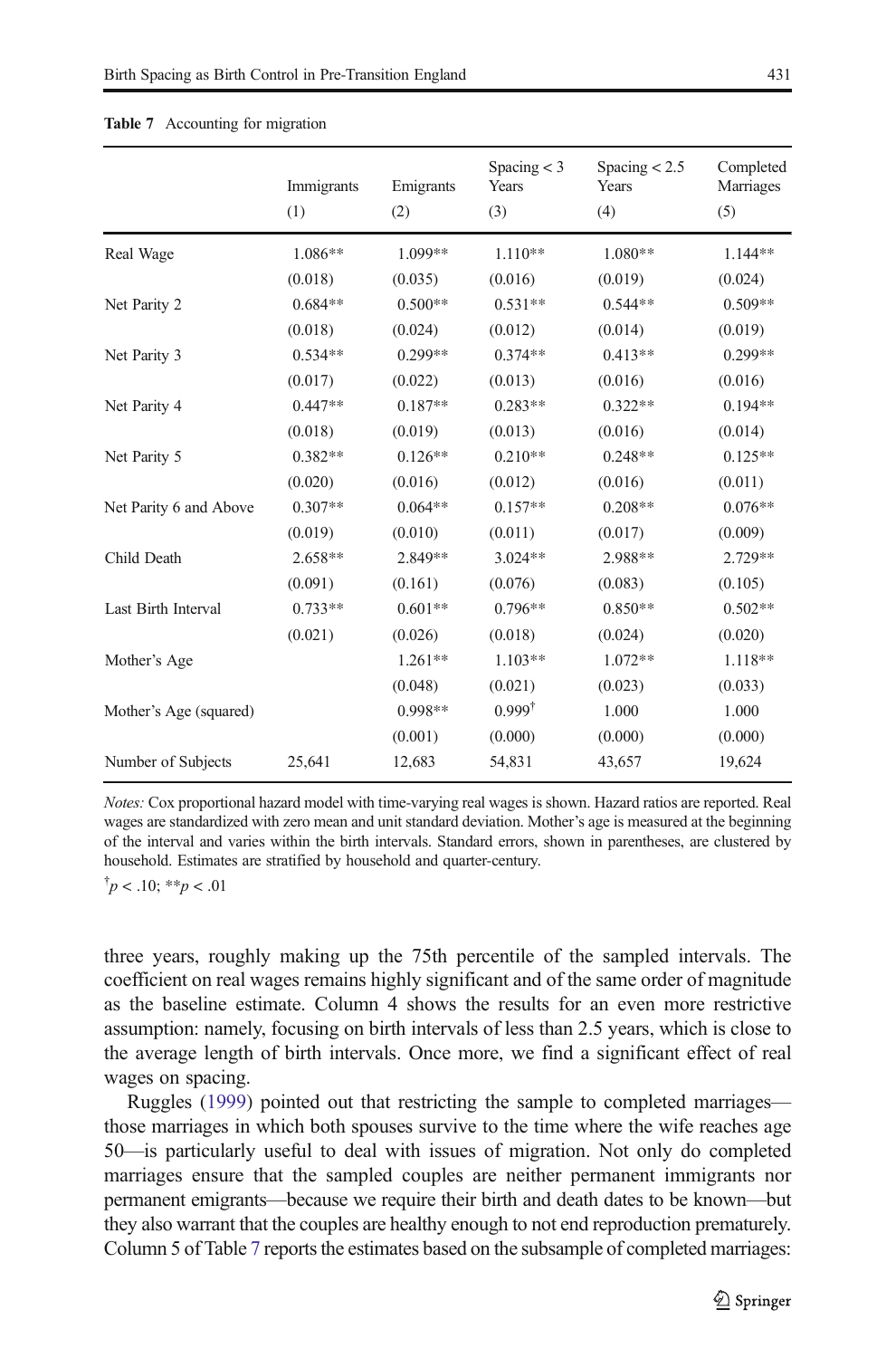**Table 7** Accounting for migration

| | Immigrants | Emigrants | Spacing < 3 Years | Spacing < 2.5 Years | Completed Marriages |
|---|---|---|---|---|---|
| | (1) | (2) | (3) | (4) | (5) |
| Real Wage | 1.086** | 1.099** | 1.110** | 1.080** | 1.144** |
| | (0.018) | (0.035) | (0.016) | (0.019) | (0.024) |
| Net Parity 2 | 0.684** | 0.500** | 0.531** | 0.544** | 0.509** |
| | (0.018) | (0.024) | (0.012) | (0.014) | (0.019) |
| Net Parity 3 | 0.534** | 0.299** | 0.374** | 0.413** | 0.299** |
| | (0.017) | (0.022) | (0.013) | (0.016) | (0.016) |
| Net Parity 4 | 0.447** | 0.187** | 0.283** | 0.322** | 0.194** |
| | (0.018) | (0.019) | (0.013) | (0.016) | (0.014) |
| Net Parity 5 | 0.382** | 0.126** | 0.210** | 0.248** | 0.125** |
| | (0.020) | (0.016) | (0.012) | (0.016) | (0.011) |
| Net Parity 6 and Above | 0.307** | 0.064** | 0.157** | 0.208** | 0.076** |
| | (0.019) | (0.010) | (0.011) | (0.017) | (0.009) |
| Child Death | 2.658** | 2.849** | 3.024** | 2.988** | 2.729** |
| | (0.091) | (0.161) | (0.076) | (0.083) | (0.105) |
| Last Birth Interval | 0.733** | 0.601** | 0.796** | 0.850** | 0.502** |
| | (0.021) | (0.026) | (0.018) | (0.024) | (0.020) |
| Mother's Age | | 1.261** | 1.103** | 1.072** | 1.118** |
| | | (0.048) | (0.021) | (0.023) | (0.033) |
| Mother's Age (squared) | | 0.998** | 0.999† | 1.000 | 1.000 |
| | | (0.001) | (0.000) | (0.000) | (0.000) |
| Number of Subjects | 25,641 | 12,683 | 54,831 | 43,657 | 19,624 |

*Notes:* Cox proportional hazard model with time-varying real wages is shown. Hazard ratios are reported. Real wages are standardized with zero mean and unit standard deviation. Mother's age is measured at the beginning of the interval and varies within the birth intervals. Standard errors, shown in parentheses, are clustered by household. Estimates are stratified by household and quarter-century.

† $p < .10$; ** $p < .01$

three years, roughly making up the 75th percentile of the sampled intervals. The coefficient on real wages remains highly significant and of the same order of magnitude as the baseline estimate. Column 4 shows the results for an even more restrictive assumption: namely, focusing on birth intervals of less than 2.5 years, which is close to the average length of birth intervals. Once more, we find a significant effect of real wages on spacing.

Ruggles (1999) pointed out that restricting the sample to completed marriages—those marriages in which both spouses survive to the time where the wife reaches age 50—is particularly useful to deal with issues of migration. Not only do completed marriages ensure that the sampled couples are neither permanent immigrants nor permanent emigrants—because we require their birth and death dates to be known—but they also warrant that the couples are healthy enough to not end reproduction prematurely. Column 5 of Table 7 reports the estimates based on the subsample of completed marriages: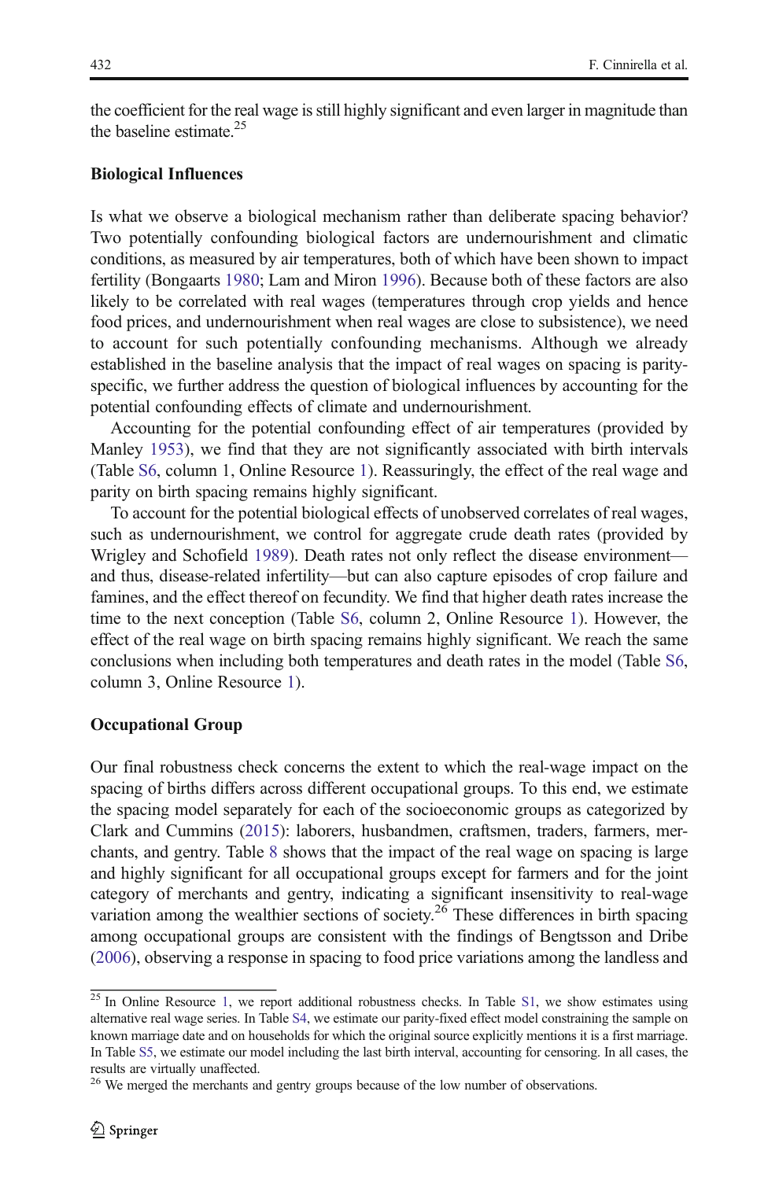the coefficient for the real wage is still highly significant and even larger in magnitude than the baseline estimate.[25]

### Biological Influences

Is what we observe a biological mechanism rather than deliberate spacing behavior? Two potentially confounding biological factors are undernourishment and climatic conditions, as measured by air temperatures, both of which have been shown to impact fertility (Bongaarts 1980; Lam and Miron 1996). Because both of these factors are also likely to be correlated with real wages (temperatures through crop yields and hence food prices, and undernourishment when real wages are close to subsistence), we need to account for such potentially confounding mechanisms. Although we already established in the baseline analysis that the impact of real wages on spacing is parity-specific, we further address the question of biological influences by accounting for the potential confounding effects of climate and undernourishment.

Accounting for the potential confounding effect of air temperatures (provided by Manley 1953), we find that they are not significantly associated with birth intervals (Table S6, column 1, Online Resource 1). Reassuringly, the effect of the real wage and parity on birth spacing remains highly significant.

To account for the potential biological effects of unobserved correlates of real wages, such as undernourishment, we control for aggregate crude death rates (provided by Wrigley and Schofield 1989). Death rates not only reflect the disease environment—and thus, disease-related infertility—but can also capture episodes of crop failure and famines, and the effect thereof on fecundity. We find that higher death rates increase the time to the next conception (Table S6, column 2, Online Resource 1). However, the effect of the real wage on birth spacing remains highly significant. We reach the same conclusions when including both temperatures and death rates in the model (Table S6, column 3, Online Resource 1).

### Occupational Group

Our final robustness check concerns the extent to which the real-wage impact on the spacing of births differs across different occupational groups. To this end, we estimate the spacing model separately for each of the socioeconomic groups as categorized by Clark and Cummins (2015): laborers, husbandmen, craftsmen, traders, farmers, merchants, and gentry. Table 8 shows that the impact of the real wage on spacing is large and highly significant for all occupational groups except for farmers and for the joint category of merchants and gentry, indicating a significant insensitivity to real-wage variation among the wealthier sections of society.[26] These differences in birth spacing among occupational groups are consistent with the findings of Bengtsson and Dribe (2006), observing a response in spacing to food price variations among the landless and

---

[25] In Online Resource 1, we report additional robustness checks. In Table S1, we show estimates using alternative real wage series. In Table S4, we estimate our parity-fixed effect model constraining the sample on known marriage date and on households for which the original source explicitly mentions it is a first marriage. In Table S5, we estimate our model including the last birth interval, accounting for censoring. In all cases, the results are virtually unaffected.

[26] We merged the merchants and gentry groups because of the low number of observations.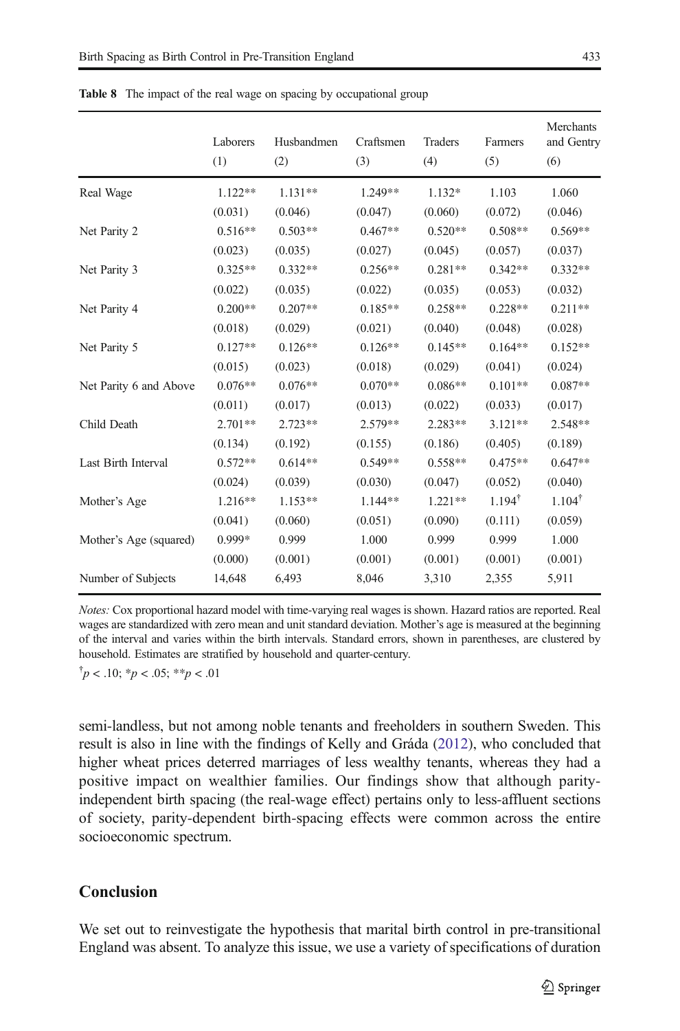**Table 8** The impact of the real wage on spacing by occupational group

| | Laborers (1) | Husbandmen (2) | Craftsmen (3) | Traders (4) | Farmers (5) | Merchants and Gentry (6) |
|---|---|---|---|---|---|---|
| Real Wage | 1.122** | 1.131** | 1.249** | 1.132* | 1.103 | 1.060 |
| | (0.031) | (0.046) | (0.047) | (0.060) | (0.072) | (0.046) |
| Net Parity 2 | 0.516** | 0.503** | 0.467** | 0.520** | 0.508** | 0.569** |
| | (0.023) | (0.035) | (0.027) | (0.045) | (0.057) | (0.037) |
| Net Parity 3 | 0.325** | 0.332** | 0.256** | 0.281** | 0.342** | 0.332** |
| | (0.022) | (0.035) | (0.022) | (0.035) | (0.053) | (0.032) |
| Net Parity 4 | 0.200** | 0.207** | 0.185** | 0.258** | 0.228** | 0.211** |
| | (0.018) | (0.029) | (0.021) | (0.040) | (0.048) | (0.028) |
| Net Parity 5 | 0.127** | 0.126** | 0.126** | 0.145** | 0.164** | 0.152** |
| | (0.015) | (0.023) | (0.018) | (0.029) | (0.041) | (0.024) |
| Net Parity 6 and Above | 0.076** | 0.076** | 0.070** | 0.086** | 0.101** | 0.087** |
| | (0.011) | (0.017) | (0.013) | (0.022) | (0.033) | (0.017) |
| Child Death | 2.701** | 2.723** | 2.579** | 2.283** | 3.121** | 2.548** |
| | (0.134) | (0.192) | (0.155) | (0.186) | (0.405) | (0.189) |
| Last Birth Interval | 0.572** | 0.614** | 0.549** | 0.558** | 0.475** | 0.647** |
| | (0.024) | (0.039) | (0.030) | (0.047) | (0.052) | (0.040) |
| Mother's Age | 1.216** | 1.153** | 1.144** | 1.221** | 1.194† | 1.104† |
| | (0.041) | (0.060) | (0.051) | (0.090) | (0.111) | (0.059) |
| Mother's Age (squared) | 0.999* | 0.999 | 1.000 | 0.999 | 0.999 | 1.000 |
| | (0.000) | (0.001) | (0.001) | (0.001) | (0.001) | (0.001) |
| Number of Subjects | 14,648 | 6,493 | 8,046 | 3,310 | 2,355 | 5,911 |

*Notes:* Cox proportional hazard model with time-varying real wages is shown. Hazard ratios are reported. Real wages are standardized with zero mean and unit standard deviation. Mother's age is measured at the beginning of the interval and varies within the birth intervals. Standard errors, shown in parentheses, are clustered by household. Estimates are stratified by household and quarter-century.

† $p < .10$; * $p < .05$; ** $p < .01$

semi-landless, but not among noble tenants and freeholders in southern Sweden. This result is also in line with the findings of Kelly and Gráda (2012), who concluded that higher wheat prices deterred marriages of less wealthy tenants, whereas they had a positive impact on wealthier families. Our findings show that although parity-independent birth spacing (the real-wage effect) pertains only to less-affluent sections of society, parity-dependent birth-spacing effects were common across the entire socioeconomic spectrum.

## Conclusion

We set out to reinvestigate the hypothesis that marital birth control in pre-transitional England was absent. To analyze this issue, we use a variety of specifications of duration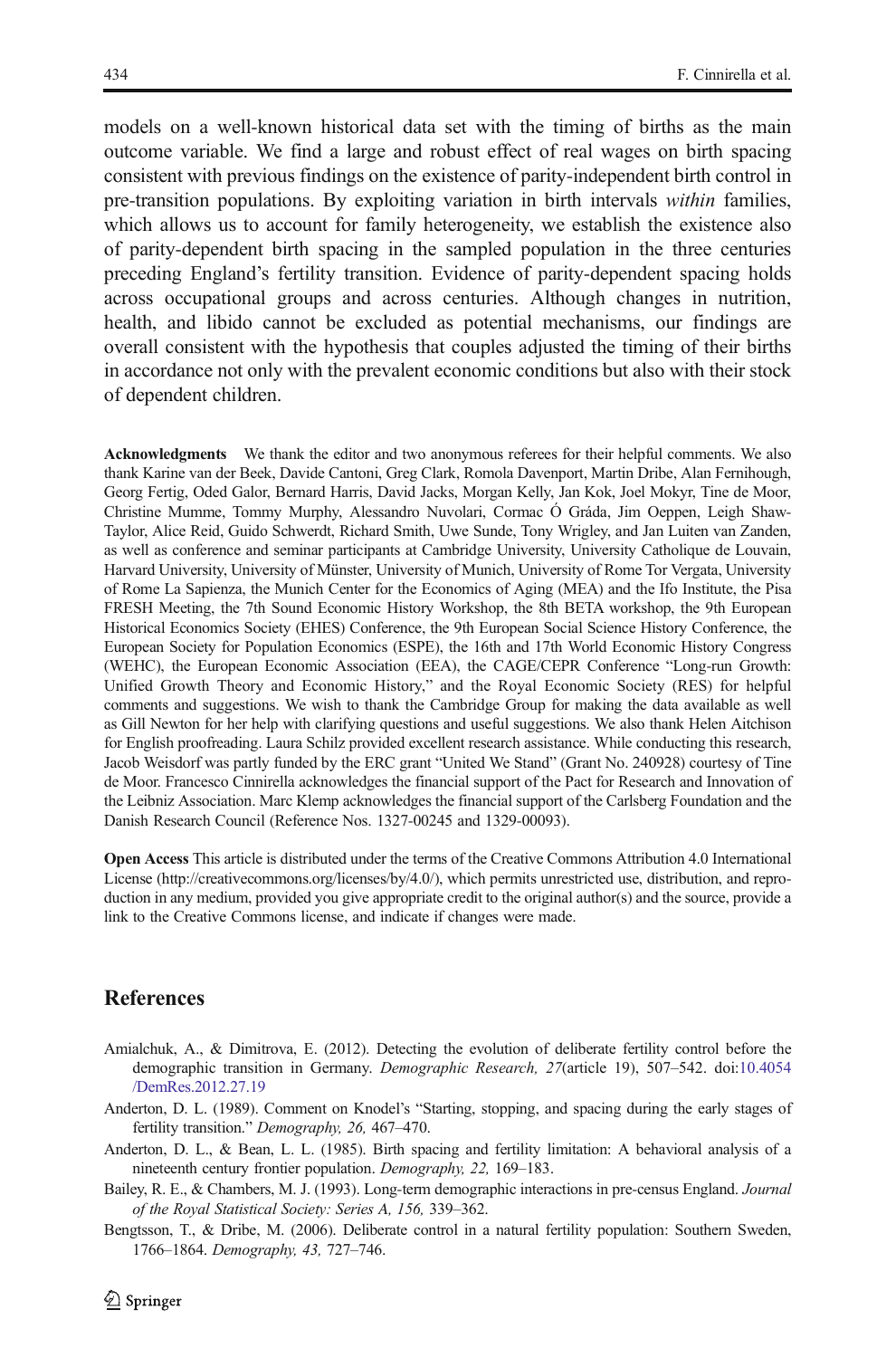models on a well-known historical data set with the timing of births as the main outcome variable. We find a large and robust effect of real wages on birth spacing consistent with previous findings on the existence of parity-independent birth control in pre-transition populations. By exploiting variation in birth intervals *within* families, which allows us to account for family heterogeneity, we establish the existence also of parity-dependent birth spacing in the sampled population in the three centuries preceding England's fertility transition. Evidence of parity-dependent spacing holds across occupational groups and across centuries. Although changes in nutrition, health, and libido cannot be excluded as potential mechanisms, our findings are overall consistent with the hypothesis that couples adjusted the timing of their births in accordance not only with the prevalent economic conditions but also with their stock of dependent children.

**Acknowledgments** We thank the editor and two anonymous referees for their helpful comments. We also thank Karine van der Beek, Davide Cantoni, Greg Clark, Romola Davenport, Martin Dribe, Alan Fernihough, Georg Fertig, Oded Galor, Bernard Harris, David Jacks, Morgan Kelly, Jan Kok, Joel Mokyr, Tine de Moor, Christine Mumme, Tommy Murphy, Alessandro Nuvolari, Cormac Ó Gráda, Jim Oeppen, Leigh Shaw-Taylor, Alice Reid, Guido Schwerdt, Richard Smith, Uwe Sunde, Tony Wrigley, and Jan Luiten van Zanden, as well as conference and seminar participants at Cambridge University, University Catholique de Louvain, Harvard University, University of Münster, University of Munich, University of Rome Tor Vergata, University of Rome La Sapienza, the Munich Center for the Economics of Aging (MEA) and the Ifo Institute, the Pisa FRESH Meeting, the 7th Sound Economic History Workshop, the 8th BETA workshop, the 9th European Historical Economics Society (EHES) Conference, the 9th European Social Science History Conference, the European Society for Population Economics (ESPE), the 16th and 17th World Economic History Congress (WEHC), the European Economic Association (EEA), the CAGE/CEPR Conference "Long-run Growth: Unified Growth Theory and Economic History," and the Royal Economic Society (RES) for helpful comments and suggestions. We wish to thank the Cambridge Group for making the data available as well as Gill Newton for her help with clarifying questions and useful suggestions. We also thank Helen Aitchison for English proofreading. Laura Schilz provided excellent research assistance. While conducting this research, Jacob Weisdorf was partly funded by the ERC grant "United We Stand" (Grant No. 240928) courtesy of Tine de Moor. Francesco Cinnirella acknowledges the financial support of the Pact for Research and Innovation of the Leibniz Association. Marc Klemp acknowledges the financial support of the Carlsberg Foundation and the Danish Research Council (Reference Nos. 1327-00245 and 1329-00093).

**Open Access** This article is distributed under the terms of the Creative Commons Attribution 4.0 International License (http://creativecommons.org/licenses/by/4.0/), which permits unrestricted use, distribution, and reproduction in any medium, provided you give appropriate credit to the original author(s) and the source, provide a link to the Creative Commons license, and indicate if changes were made.

## References

Amialchuk, A., & Dimitrova, E. (2012). Detecting the evolution of deliberate fertility control before the demographic transition in Germany. *Demographic Research, 27*(article 19), 507–542. doi:10.4054/DemRes.2012.27.19

Anderton, D. L. (1989). Comment on Knodel's "Starting, stopping, and spacing during the early stages of fertility transition." *Demography, 26,* 467–470.

Anderton, D. L., & Bean, L. L. (1985). Birth spacing and fertility limitation: A behavioral analysis of a nineteenth century frontier population. *Demography, 22,* 169–183.

Bailey, R. E., & Chambers, M. J. (1993). Long-term demographic interactions in pre-census England. *Journal of the Royal Statistical Society: Series A, 156,* 339–362.

Bengtsson, T., & Dribe, M. (2006). Deliberate control in a natural fertility population: Southern Sweden, 1766–1864. *Demography, 43,* 727–746.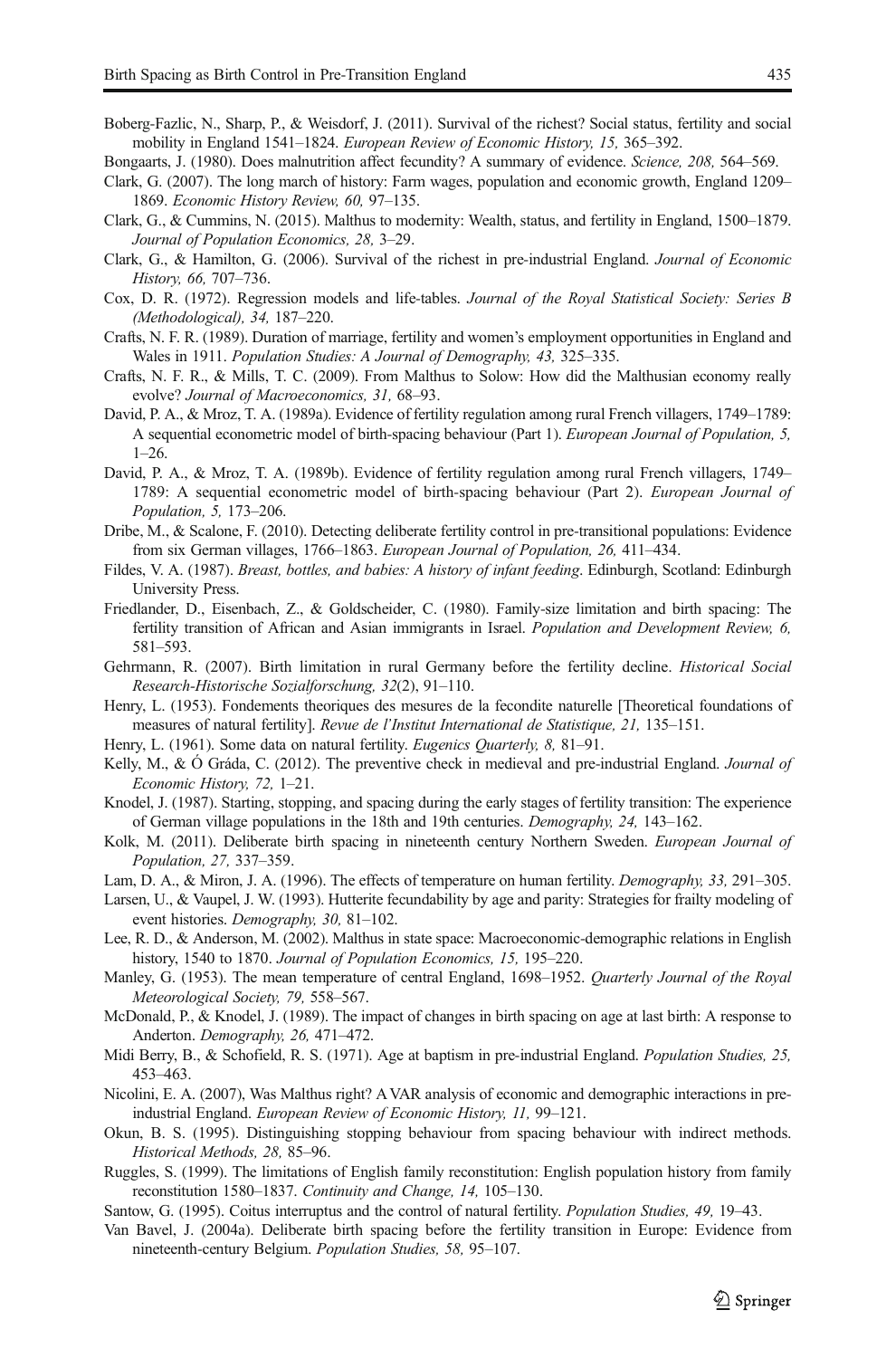Boberg-Fazlic, N., Sharp, P., & Weisdorf, J. (2011). Survival of the richest? Social status, fertility and social mobility in England 1541–1824. *European Review of Economic History, 15,* 365–392.

Bongaarts, J. (1980). Does malnutrition affect fecundity? A summary of evidence. *Science, 208,* 564–569.

Clark, G. (2007). The long march of history: Farm wages, population and economic growth, England 1209–1869. *Economic History Review, 60,* 97–135.

Clark, G., & Cummins, N. (2015). Malthus to modernity: Wealth, status, and fertility in England, 1500–1879. *Journal of Population Economics, 28,* 3–29.

Clark, G., & Hamilton, G. (2006). Survival of the richest in pre-industrial England. *Journal of Economic History, 66,* 707–736.

Cox, D. R. (1972). Regression models and life-tables. *Journal of the Royal Statistical Society: Series B (Methodological), 34,* 187–220.

Crafts, N. F. R. (1989). Duration of marriage, fertility and women's employment opportunities in England and Wales in 1911. *Population Studies: A Journal of Demography, 43,* 325–335.

Crafts, N. F. R., & Mills, T. C. (2009). From Malthus to Solow: How did the Malthusian economy really evolve? *Journal of Macroeconomics, 31,* 68–93.

David, P. A., & Mroz, T. A. (1989a). Evidence of fertility regulation among rural French villagers, 1749–1789: A sequential econometric model of birth-spacing behaviour (Part 1). *European Journal of Population, 5,* 1–26.

David, P. A., & Mroz, T. A. (1989b). Evidence of fertility regulation among rural French villagers, 1749–1789: A sequential econometric model of birth-spacing behaviour (Part 2). *European Journal of Population, 5,* 173–206.

Dribe, M., & Scalone, F. (2010). Detecting deliberate fertility control in pre-transitional populations: Evidence from six German villages, 1766–1863. *European Journal of Population, 26,* 411–434.

Fildes, V. A. (1987). *Breast, bottles, and babies: A history of infant feeding*. Edinburgh, Scotland: Edinburgh University Press.

Friedlander, D., Eisenbach, Z., & Goldscheider, C. (1980). Family-size limitation and birth spacing: The fertility transition of African and Asian immigrants in Israel. *Population and Development Review, 6,* 581–593.

Gehrmann, R. (2007). Birth limitation in rural Germany before the fertility decline. *Historical Social Research-Historische Sozialforschung, 32*(2), 91–110.

Henry, L. (1953). Fondements theoriques des mesures de la fecondite naturelle [Theoretical foundations of measures of natural fertility]. *Revue de l'Institut International de Statistique, 21,* 135–151.

Henry, L. (1961). Some data on natural fertility. *Eugenics Quarterly, 8,* 81–91.

Kelly, M., & Ó Gráda, C. (2012). The preventive check in medieval and pre-industrial England. *Journal of Economic History, 72,* 1–21.

Knodel, J. (1987). Starting, stopping, and spacing during the early stages of fertility transition: The experience of German village populations in the 18th and 19th centuries. *Demography, 24,* 143–162.

Kolk, M. (2011). Deliberate birth spacing in nineteenth century Northern Sweden. *European Journal of Population, 27,* 337–359.

Lam, D. A., & Miron, J. A. (1996). The effects of temperature on human fertility. *Demography, 33,* 291–305.

Larsen, U., & Vaupel, J. W. (1993). Hutterite fecundability by age and parity: Strategies for frailty modeling of event histories. *Demography, 30,* 81–102.

Lee, R. D., & Anderson, M. (2002). Malthus in state space: Macroeconomic-demographic relations in English history, 1540 to 1870. *Journal of Population Economics, 15,* 195–220.

Manley, G. (1953). The mean temperature of central England, 1698–1952. *Quarterly Journal of the Royal Meteorological Society, 79,* 558–567.

McDonald, P., & Knodel, J. (1989). The impact of changes in birth spacing on age at last birth: A response to Anderton. *Demography, 26,* 471–472.

Midi Berry, B., & Schofield, R. S. (1971). Age at baptism in pre-industrial England. *Population Studies, 25,* 453–463.

Nicolini, E. A. (2007), Was Malthus right? A VAR analysis of economic and demographic interactions in pre-industrial England. *European Review of Economic History, 11,* 99–121.

Okun, B. S. (1995). Distinguishing stopping behaviour from spacing behaviour with indirect methods. *Historical Methods, 28,* 85–96.

Ruggles, S. (1999). The limitations of English family reconstitution: English population history from family reconstitution 1580–1837. *Continuity and Change, 14,* 105–130.

Santow, G. (1995). Coitus interruptus and the control of natural fertility. *Population Studies, 49,* 19–43.

Van Bavel, J. (2004a). Deliberate birth spacing before the fertility transition in Europe: Evidence from nineteenth-century Belgium. *Population Studies, 58,* 95–107.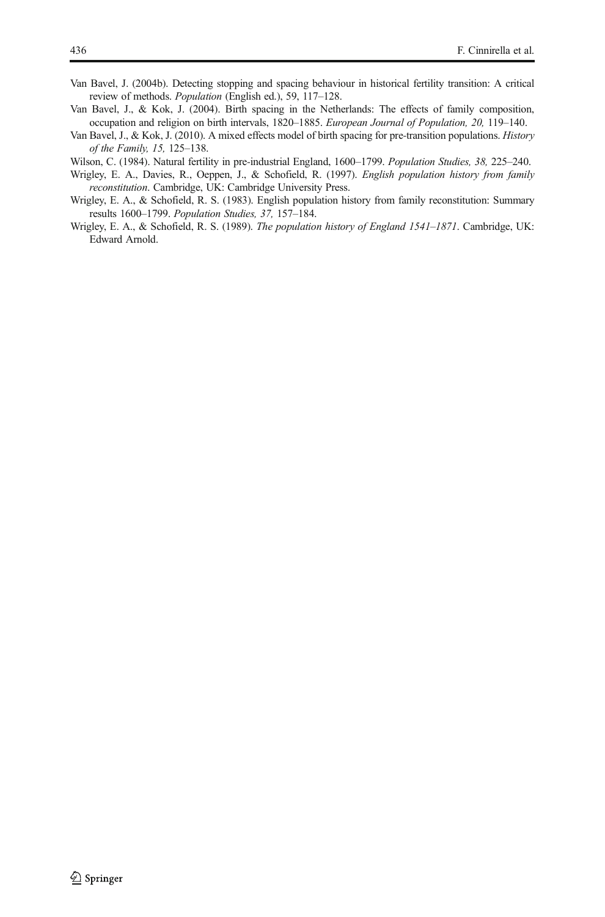Van Bavel, J. (2004b). Detecting stopping and spacing behaviour in historical fertility transition: A critical review of methods. *Population* (English ed.), 59, 117–128.

Van Bavel, J., & Kok, J. (2004). Birth spacing in the Netherlands: The effects of family composition, occupation and religion on birth intervals, 1820–1885. *European Journal of Population, 20,* 119–140.

Van Bavel, J., & Kok, J. (2010). A mixed effects model of birth spacing for pre-transition populations. *History of the Family, 15,* 125–138.

Wilson, C. (1984). Natural fertility in pre-industrial England, 1600–1799. *Population Studies, 38,* 225–240.

Wrigley, E. A., Davies, R., Oeppen, J., & Schofield, R. (1997). *English population history from family reconstitution*. Cambridge, UK: Cambridge University Press.

Wrigley, E. A., & Schofield, R. S. (1983). English population history from family reconstitution: Summary results 1600–1799. *Population Studies, 37,* 157–184.

Wrigley, E. A., & Schofield, R. S. (1989). *The population history of England 1541–1871*. Cambridge, UK: Edward Arnold.